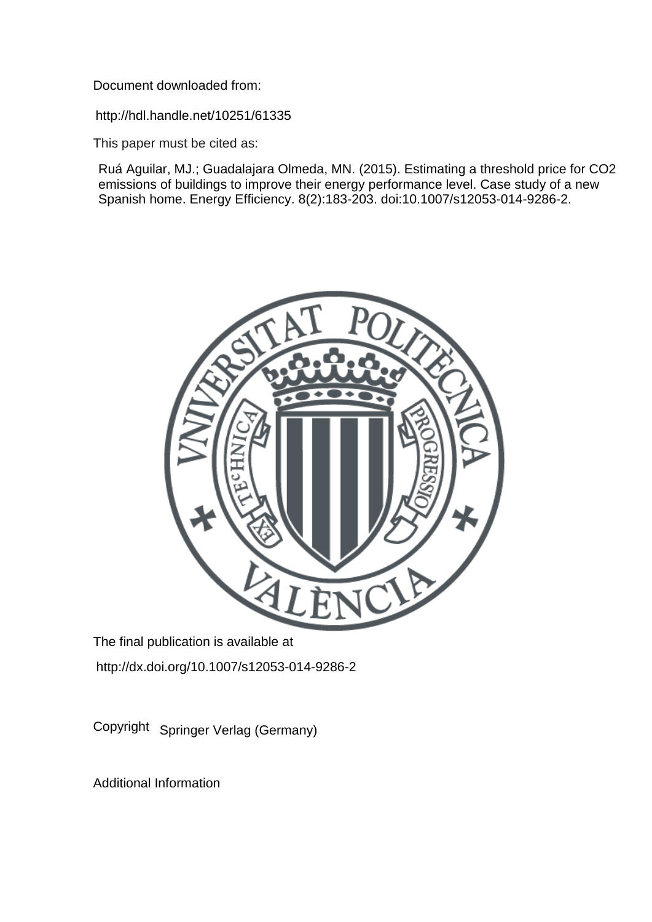Document downloaded from:

http://hdl.handle.net/10251/61335

This paper must be cited as:

Ruá Aguilar, MJ.; Guadalajara Olmeda, MN. (2015). Estimating a threshold price for CO2 emissions of buildings to improve their energy performance level. Case study of a new Spanish home. Energy Efficiency. 8(2):183-203. doi:10.1007/s12053-014-9286-2.

The final publication is available at

http://dx.doi.org/10.1007/s12053-014-9286-2

Copyright Springer Verlag (Germany)

Additional Information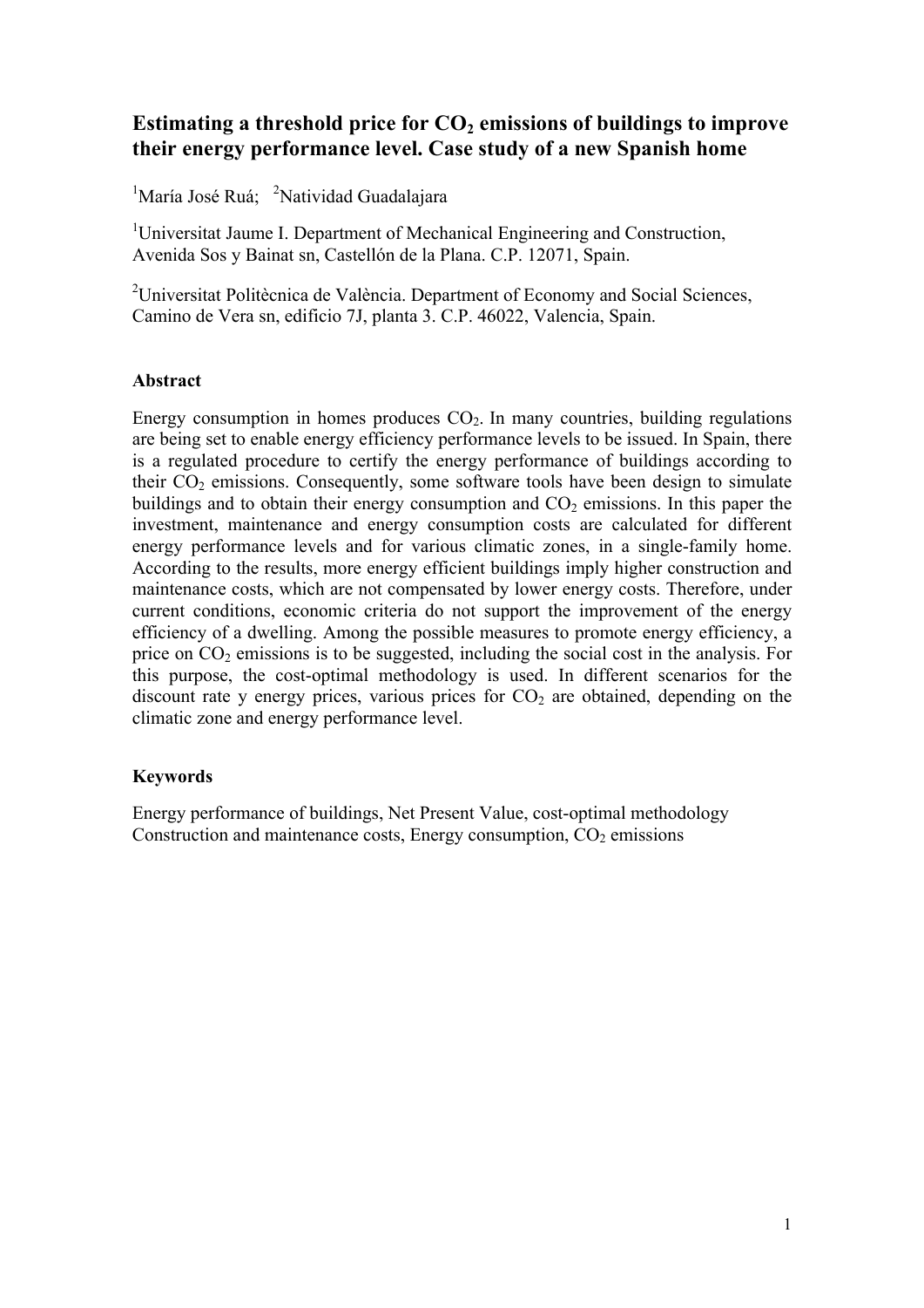# Estimating a threshold price for $CO_2$ emissions of buildings to improve their energy performance level. Case study of a new Spanish home

[1]María José Ruá; [2]Natividad Guadalajara

[1]Universitat Jaume I. Department of Mechanical Engineering and Construction, Avenida Sos y Bainat sn, Castellón de la Plana. C.P. 12071, Spain.

[2]Universitat Politècnica de València. Department of Economy and Social Sciences, Camino de Vera sn, edificio 7J, planta 3. C.P. 46022, Valencia, Spain.

### Abstract

Energy consumption in homes produces $CO_2$. In many countries, building regulations are being set to enable energy efficiency performance levels to be issued. In Spain, there is a regulated procedure to certify the energy performance of buildings according to their $CO_2$ emissions. Consequently, some software tools have been design to simulate buildings and to obtain their energy consumption and $CO_2$ emissions. In this paper the investment, maintenance and energy consumption costs are calculated for different energy performance levels and for various climatic zones, in a single-family home. According to the results, more energy efficient buildings imply higher construction and maintenance costs, which are not compensated by lower energy costs. Therefore, under current conditions, economic criteria do not support the improvement of the energy efficiency of a dwelling. Among the possible measures to promote energy efficiency, a price on $CO_2$ emissions is to be suggested, including the social cost in the analysis. For this purpose, the cost-optimal methodology is used. In different scenarios for the discount rate y energy prices, various prices for $CO_2$ are obtained, depending on the climatic zone and energy performance level.

### Keywords

Energy performance of buildings, Net Present Value, cost-optimal methodology Construction and maintenance costs, Energy consumption, $CO_2$ emissions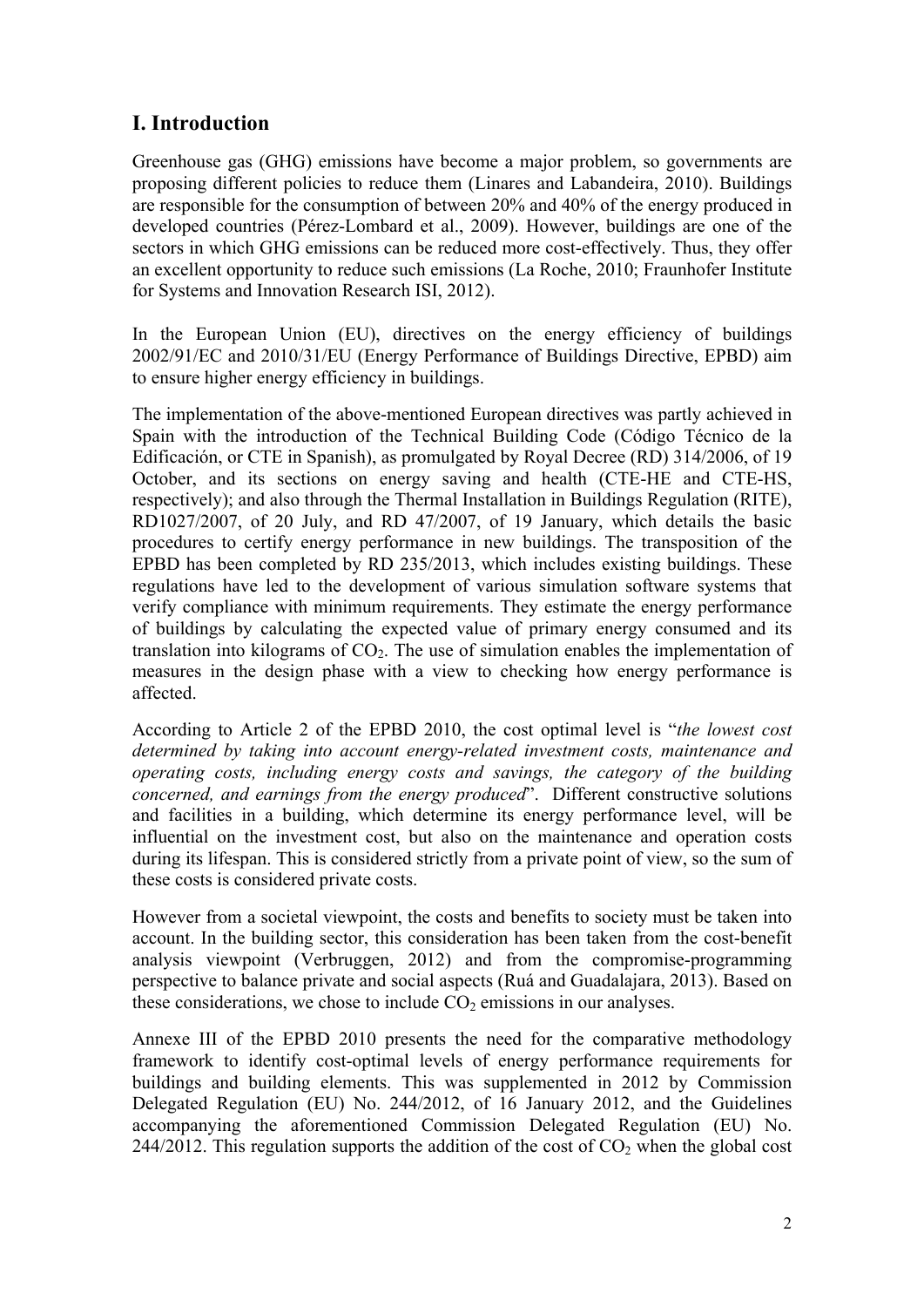## I. Introduction

Greenhouse gas (GHG) emissions have become a major problem, so governments are proposing different policies to reduce them (Linares and Labandeira, 2010). Buildings are responsible for the consumption of between 20% and 40% of the energy produced in developed countries (Pérez-Lombard et al., 2009). However, buildings are one of the sectors in which GHG emissions can be reduced more cost-effectively. Thus, they offer an excellent opportunity to reduce such emissions (La Roche, 2010; Fraunhofer Institute for Systems and Innovation Research ISI, 2012).

In the European Union (EU), directives on the energy efficiency of buildings 2002/91/EC and 2010/31/EU (Energy Performance of Buildings Directive, EPBD) aim to ensure higher energy efficiency in buildings.

The implementation of the above-mentioned European directives was partly achieved in Spain with the introduction of the Technical Building Code (Código Técnico de la Edificación, or CTE in Spanish), as promulgated by Royal Decree (RD) 314/2006, of 19 October, and its sections on energy saving and health (CTE-HE and CTE-HS, respectively); and also through the Thermal Installation in Buildings Regulation (RITE), RD1027/2007, of 20 July, and RD 47/2007, of 19 January, which details the basic procedures to certify energy performance in new buildings. The transposition of the EPBD has been completed by RD 235/2013, which includes existing buildings. These regulations have led to the development of various simulation software systems that verify compliance with minimum requirements. They estimate the energy performance of buildings by calculating the expected value of primary energy consumed and its translation into kilograms of $CO_2$. The use of simulation enables the implementation of measures in the design phase with a view to checking how energy performance is affected.

According to Article 2 of the EPBD 2010, the cost optimal level is "*the lowest cost determined by taking into account energy-related investment costs, maintenance and operating costs, including energy costs and savings, the category of the building concerned, and earnings from the energy produced*". Different constructive solutions and facilities in a building, which determine its energy performance level, will be influential on the investment cost, but also on the maintenance and operation costs during its lifespan. This is considered strictly from a private point of view, so the sum of these costs is considered private costs.

However from a societal viewpoint, the costs and benefits to society must be taken into account. In the building sector, this consideration has been taken from the cost-benefit analysis viewpoint (Verbruggen, 2012) and from the compromise-programming perspective to balance private and social aspects (Ruá and Guadalajara, 2013). Based on these considerations, we chose to include $CO_2$ emissions in our analyses.

Annexe III of the EPBD 2010 presents the need for the comparative methodology framework to identify cost-optimal levels of energy performance requirements for buildings and building elements. This was supplemented in 2012 by Commission Delegated Regulation (EU) No. 244/2012, of 16 January 2012, and the Guidelines accompanying the aforementioned Commission Delegated Regulation (EU) No. 244/2012. This regulation supports the addition of the cost of $CO_2$ when the global cost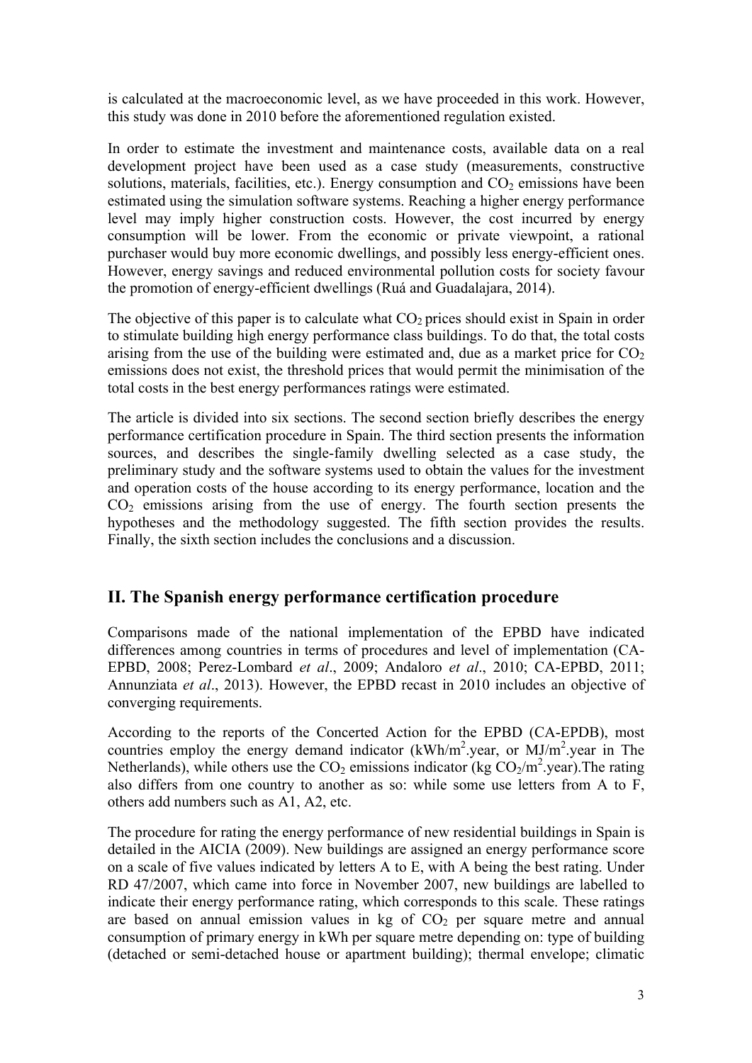is calculated at the macroeconomic level, as we have proceeded in this work. However, this study was done in 2010 before the aforementioned regulation existed.

In order to estimate the investment and maintenance costs, available data on a real development project have been used as a case study (measurements, constructive solutions, materials, facilities, etc.). Energy consumption and $CO_2$ emissions have been estimated using the simulation software systems. Reaching a higher energy performance level may imply higher construction costs. However, the cost incurred by energy consumption will be lower. From the economic or private viewpoint, a rational purchaser would buy more economic dwellings, and possibly less energy-efficient ones. However, energy savings and reduced environmental pollution costs for society favour the promotion of energy-efficient dwellings (Ruá and Guadalajara, 2014).

The objective of this paper is to calculate what $CO_2$ prices should exist in Spain in order to stimulate building high energy performance class buildings. To do that, the total costs arising from the use of the building were estimated and, due as a market price for $CO_2$ emissions does not exist, the threshold prices that would permit the minimisation of the total costs in the best energy performances ratings were estimated.

The article is divided into six sections. The second section briefly describes the energy performance certification procedure in Spain. The third section presents the information sources, and describes the single-family dwelling selected as a case study, the preliminary study and the software systems used to obtain the values for the investment and operation costs of the house according to its energy performance, location and the $CO_2$ emissions arising from the use of energy. The fourth section presents the hypotheses and the methodology suggested. The fifth section provides the results. Finally, the sixth section includes the conclusions and a discussion.

## II. The Spanish energy performance certification procedure

Comparisons made of the national implementation of the EPBD have indicated differences among countries in terms of procedures and level of implementation (CA-EPBD, 2008; Perez-Lombard *et al*., 2009; Andaloro *et al*., 2010; CA-EPBD, 2011; Annunziata *et al*., 2013). However, the EPBD recast in 2010 includes an objective of converging requirements.

According to the reports of the Concerted Action for the EPBD (CA-EPDB), most countries employ the energy demand indicator (kWh/m$^2$.year, or MJ/m$^2$.year in The Netherlands), while others use the $CO_2$ emissions indicator (kg $CO_2$/m$^2$.year).The rating also differs from one country to another as so: while some use letters from A to F, others add numbers such as A1, A2, etc.

The procedure for rating the energy performance of new residential buildings in Spain is detailed in the AICIA (2009). New buildings are assigned an energy performance score on a scale of five values indicated by letters A to E, with A being the best rating. Under RD 47/2007, which came into force in November 2007, new buildings are labelled to indicate their energy performance rating, which corresponds to this scale. These ratings are based on annual emission values in kg of $CO_2$ per square metre and annual consumption of primary energy in kWh per square metre depending on: type of building (detached or semi-detached house or apartment building); thermal envelope; climatic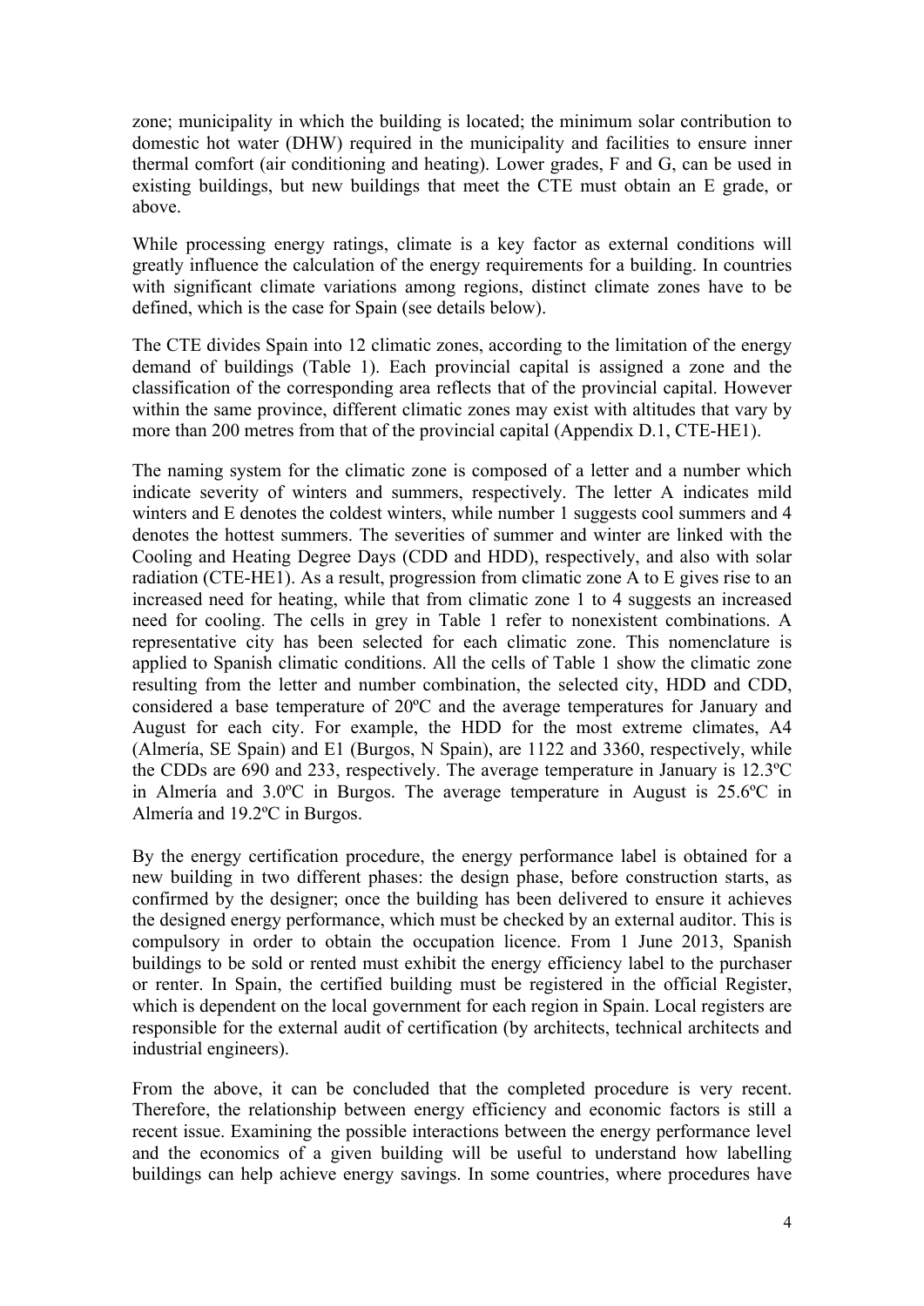zone; municipality in which the building is located; the minimum solar contribution to domestic hot water (DHW) required in the municipality and facilities to ensure inner thermal comfort (air conditioning and heating). Lower grades, F and G, can be used in existing buildings, but new buildings that meet the CTE must obtain an E grade, or above.

While processing energy ratings, climate is a key factor as external conditions will greatly influence the calculation of the energy requirements for a building. In countries with significant climate variations among regions, distinct climate zones have to be defined, which is the case for Spain (see details below).

The CTE divides Spain into 12 climatic zones, according to the limitation of the energy demand of buildings (Table 1). Each provincial capital is assigned a zone and the classification of the corresponding area reflects that of the provincial capital. However within the same province, different climatic zones may exist with altitudes that vary by more than 200 metres from that of the provincial capital (Appendix D.1, CTE-HE1).

The naming system for the climatic zone is composed of a letter and a number which indicate severity of winters and summers, respectively. The letter A indicates mild winters and E denotes the coldest winters, while number 1 suggests cool summers and 4 denotes the hottest summers. The severities of summer and winter are linked with the Cooling and Heating Degree Days (CDD and HDD), respectively, and also with solar radiation (CTE-HE1). As a result, progression from climatic zone A to E gives rise to an increased need for heating, while that from climatic zone 1 to 4 suggests an increased need for cooling. The cells in grey in Table 1 refer to nonexistent combinations. A representative city has been selected for each climatic zone. This nomenclature is applied to Spanish climatic conditions. All the cells of Table 1 show the climatic zone resulting from the letter and number combination, the selected city, HDD and CDD, considered a base temperature of 20ºC and the average temperatures for January and August for each city. For example, the HDD for the most extreme climates, A4 (Almería, SE Spain) and E1 (Burgos, N Spain), are 1122 and 3360, respectively, while the CDDs are 690 and 233, respectively. The average temperature in January is 12.3ºC in Almería and 3.0ºC in Burgos. The average temperature in August is 25.6ºC in Almería and 19.2ºC in Burgos.

By the energy certification procedure, the energy performance label is obtained for a new building in two different phases: the design phase, before construction starts, as confirmed by the designer; once the building has been delivered to ensure it achieves the designed energy performance, which must be checked by an external auditor. This is compulsory in order to obtain the occupation licence. From 1 June 2013, Spanish buildings to be sold or rented must exhibit the energy efficiency label to the purchaser or renter. In Spain, the certified building must be registered in the official Register, which is dependent on the local government for each region in Spain. Local registers are responsible for the external audit of certification (by architects, technical architects and industrial engineers).

From the above, it can be concluded that the completed procedure is very recent. Therefore, the relationship between energy efficiency and economic factors is still a recent issue. Examining the possible interactions between the energy performance level and the economics of a given building will be useful to understand how labelling buildings can help achieve energy savings. In some countries, where procedures have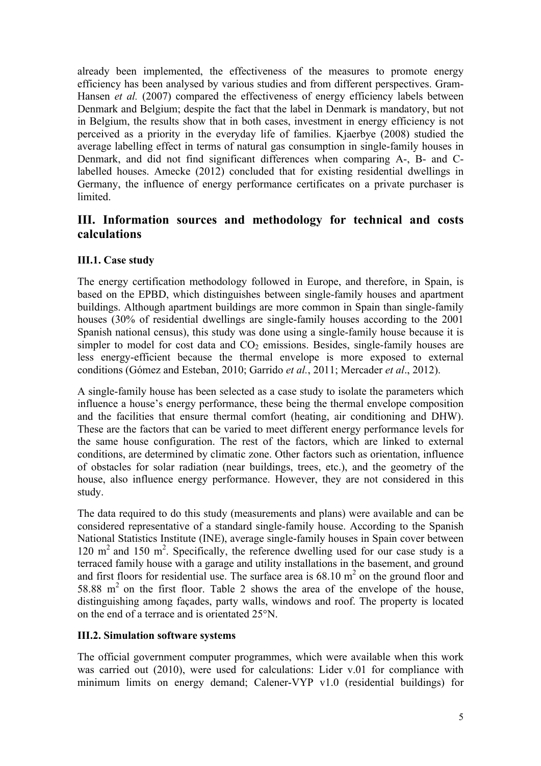already been implemented, the effectiveness of the measures to promote energy efficiency has been analysed by various studies and from different perspectives. Gram-Hansen *et al.* (2007) compared the effectiveness of energy efficiency labels between Denmark and Belgium; despite the fact that the label in Denmark is mandatory, but not in Belgium, the results show that in both cases, investment in energy efficiency is not perceived as a priority in the everyday life of families. Kjaerbye (2008) studied the average labelling effect in terms of natural gas consumption in single-family houses in Denmark, and did not find significant differences when comparing A-, B- and C-labelled houses. Amecke (2012) concluded that for existing residential dwellings in Germany, the influence of energy performance certificates on a private purchaser is limited.

## III. Information sources and methodology for technical and costs calculations

### III.1. Case study

The energy certification methodology followed in Europe, and therefore, in Spain, is based on the EPBD, which distinguishes between single-family houses and apartment buildings. Although apartment buildings are more common in Spain than single-family houses (30% of residential dwellings are single-family houses according to the 2001 Spanish national census), this study was done using a single-family house because it is simpler to model for cost data and $CO_2$ emissions. Besides, single-family houses are less energy-efficient because the thermal envelope is more exposed to external conditions (Gómez and Esteban, 2010; Garrido *et al.*, 2011; Mercader *et al*., 2012).

A single-family house has been selected as a case study to isolate the parameters which influence a house's energy performance, these being the thermal envelope composition and the facilities that ensure thermal comfort (heating, air conditioning and DHW). These are the factors that can be varied to meet different energy performance levels for the same house configuration. The rest of the factors, which are linked to external conditions, are determined by climatic zone. Other factors such as orientation, influence of obstacles for solar radiation (near buildings, trees, etc.), and the geometry of the house, also influence energy performance. However, they are not considered in this study.

The data required to do this study (measurements and plans) were available and can be considered representative of a standard single-family house. According to the Spanish National Statistics Institute (INE), average single-family houses in Spain cover between 120 $m^2$ and 150 $m^2$. Specifically, the reference dwelling used for our case study is a terraced family house with a garage and utility installations in the basement, and ground and first floors for residential use. The surface area is 68.10 $m^2$ on the ground floor and 58.88 $m^2$ on the first floor. Table 2 shows the area of the envelope of the house, distinguishing among façades, party walls, windows and roof. The property is located on the end of a terrace and is orientated 25°N.

### III.2. Simulation software systems

The official government computer programmes, which were available when this work was carried out (2010), were used for calculations: Lider v.01 for compliance with minimum limits on energy demand; Calener-VYP v1.0 (residential buildings) for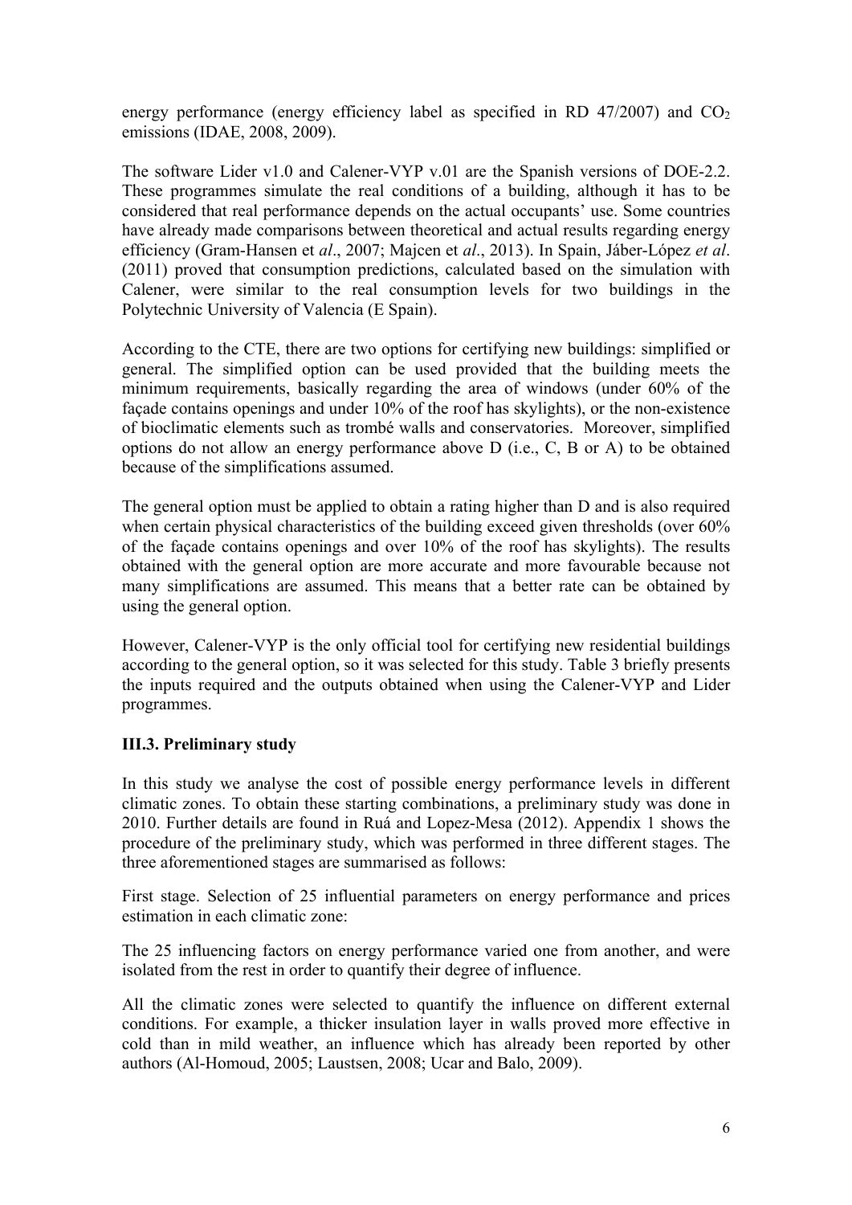energy performance (energy efficiency label as specified in RD 47/2007) and $CO_2$ emissions (IDAE, 2008, 2009).

The software Lider v1.0 and Calener-VYP v.01 are the Spanish versions of DOE-2.2. These programmes simulate the real conditions of a building, although it has to be considered that real performance depends on the actual occupants' use. Some countries have already made comparisons between theoretical and actual results regarding energy efficiency (Gram-Hansen et *al*., 2007; Majcen et *al*., 2013). In Spain, Jáber-López *et al*. (2011) proved that consumption predictions, calculated based on the simulation with Calener, were similar to the real consumption levels for two buildings in the Polytechnic University of Valencia (E Spain).

According to the CTE, there are two options for certifying new buildings: simplified or general. The simplified option can be used provided that the building meets the minimum requirements, basically regarding the area of windows (under 60% of the façade contains openings and under 10% of the roof has skylights), or the non-existence of bioclimatic elements such as trombé walls and conservatories. Moreover, simplified options do not allow an energy performance above D (i.e., C, B or A) to be obtained because of the simplifications assumed.

The general option must be applied to obtain a rating higher than D and is also required when certain physical characteristics of the building exceed given thresholds (over 60% of the façade contains openings and over 10% of the roof has skylights). The results obtained with the general option are more accurate and more favourable because not many simplifications are assumed. This means that a better rate can be obtained by using the general option.

However, Calener-VYP is the only official tool for certifying new residential buildings according to the general option, so it was selected for this study. Table 3 briefly presents the inputs required and the outputs obtained when using the Calener-VYP and Lider programmes.

### III.3. Preliminary study

In this study we analyse the cost of possible energy performance levels in different climatic zones. To obtain these starting combinations, a preliminary study was done in 2010. Further details are found in Ruá and Lopez-Mesa (2012). Appendix 1 shows the procedure of the preliminary study, which was performed in three different stages. The three aforementioned stages are summarised as follows:

First stage. Selection of 25 influential parameters on energy performance and prices estimation in each climatic zone:

The 25 influencing factors on energy performance varied one from another, and were isolated from the rest in order to quantify their degree of influence.

All the climatic zones were selected to quantify the influence on different external conditions. For example, a thicker insulation layer in walls proved more effective in cold than in mild weather, an influence which has already been reported by other authors (Al-Homoud, 2005; Laustsen, 2008; Ucar and Balo, 2009).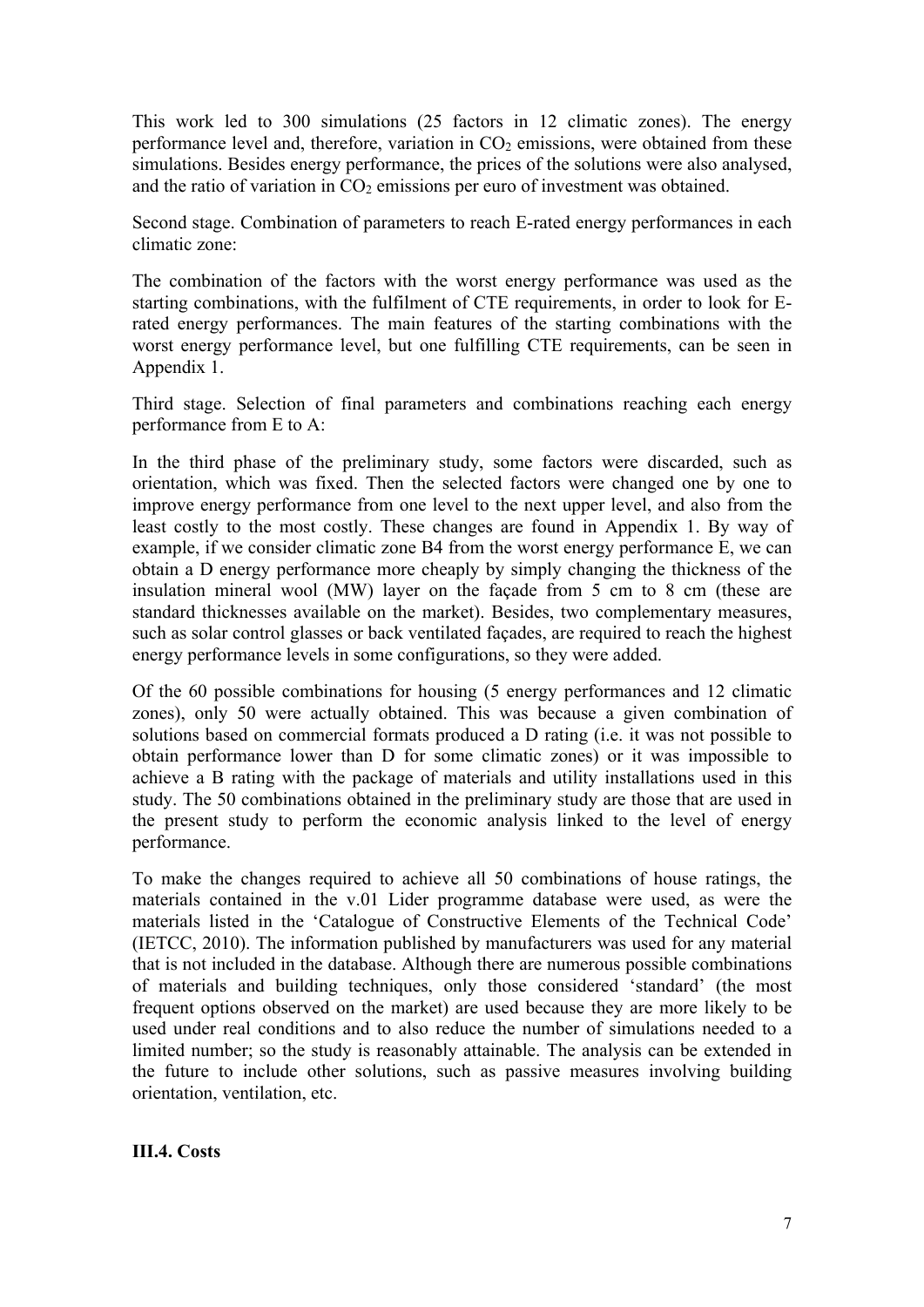This work led to 300 simulations (25 factors in 12 climatic zones). The energy performance level and, therefore, variation in $CO_2$ emissions, were obtained from these simulations. Besides energy performance, the prices of the solutions were also analysed, and the ratio of variation in $CO_2$ emissions per euro of investment was obtained.

Second stage. Combination of parameters to reach E-rated energy performances in each climatic zone:

The combination of the factors with the worst energy performance was used as the starting combinations, with the fulfilment of CTE requirements, in order to look for E-rated energy performances. The main features of the starting combinations with the worst energy performance level, but one fulfilling CTE requirements, can be seen in Appendix 1.

Third stage. Selection of final parameters and combinations reaching each energy performance from E to A:

In the third phase of the preliminary study, some factors were discarded, such as orientation, which was fixed. Then the selected factors were changed one by one to improve energy performance from one level to the next upper level, and also from the least costly to the most costly. These changes are found in Appendix 1. By way of example, if we consider climatic zone B4 from the worst energy performance E, we can obtain a D energy performance more cheaply by simply changing the thickness of the insulation mineral wool (MW) layer on the façade from 5 cm to 8 cm (these are standard thicknesses available on the market). Besides, two complementary measures, such as solar control glasses or back ventilated façades, are required to reach the highest energy performance levels in some configurations, so they were added.

Of the 60 possible combinations for housing (5 energy performances and 12 climatic zones), only 50 were actually obtained. This was because a given combination of solutions based on commercial formats produced a D rating (i.e. it was not possible to obtain performance lower than D for some climatic zones) or it was impossible to achieve a B rating with the package of materials and utility installations used in this study. The 50 combinations obtained in the preliminary study are those that are used in the present study to perform the economic analysis linked to the level of energy performance.

To make the changes required to achieve all 50 combinations of house ratings, the materials contained in the v.01 Lider programme database were used, as were the materials listed in the 'Catalogue of Constructive Elements of the Technical Code' (IETCC, 2010). The information published by manufacturers was used for any material that is not included in the database. Although there are numerous possible combinations of materials and building techniques, only those considered 'standard' (the most frequent options observed on the market) are used because they are more likely to be used under real conditions and to also reduce the number of simulations needed to a limited number; so the study is reasonably attainable. The analysis can be extended in the future to include other solutions, such as passive measures involving building orientation, ventilation, etc.

**III.4. Costs**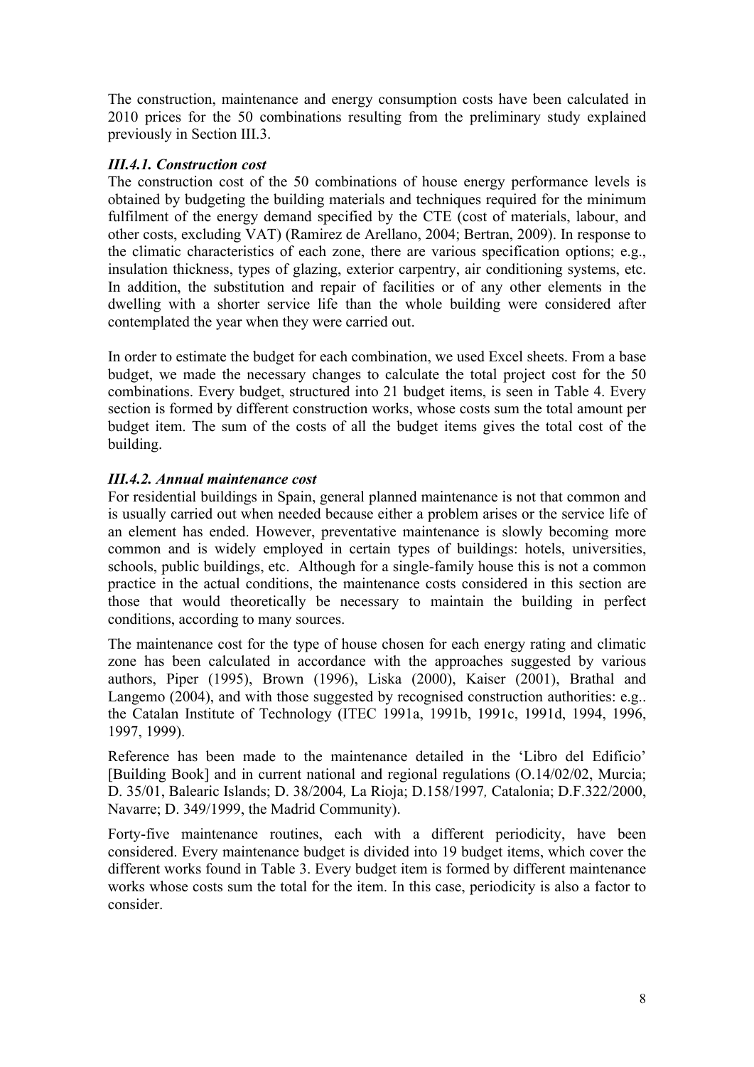The construction, maintenance and energy consumption costs have been calculated in 2010 prices for the 50 combinations resulting from the preliminary study explained previously in Section III.3.

### *III.4.1. Construction cost*

The construction cost of the 50 combinations of house energy performance levels is obtained by budgeting the building materials and techniques required for the minimum fulfilment of the energy demand specified by the CTE (cost of materials, labour, and other costs, excluding VAT) (Ramirez de Arellano, 2004; Bertran, 2009). In response to the climatic characteristics of each zone, there are various specification options; e.g., insulation thickness, types of glazing, exterior carpentry, air conditioning systems, etc. In addition, the substitution and repair of facilities or of any other elements in the dwelling with a shorter service life than the whole building were considered after contemplated the year when they were carried out.

In order to estimate the budget for each combination, we used Excel sheets. From a base budget, we made the necessary changes to calculate the total project cost for the 50 combinations. Every budget, structured into 21 budget items, is seen in Table 4. Every section is formed by different construction works, whose costs sum the total amount per budget item. The sum of the costs of all the budget items gives the total cost of the building.

### *III.4.2. Annual maintenance cost*

For residential buildings in Spain, general planned maintenance is not that common and is usually carried out when needed because either a problem arises or the service life of an element has ended. However, preventative maintenance is slowly becoming more common and is widely employed in certain types of buildings: hotels, universities, schools, public buildings, etc. Although for a single-family house this is not a common practice in the actual conditions, the maintenance costs considered in this section are those that would theoretically be necessary to maintain the building in perfect conditions, according to many sources.

The maintenance cost for the type of house chosen for each energy rating and climatic zone has been calculated in accordance with the approaches suggested by various authors, Piper (1995), Brown (1996), Liska (2000), Kaiser (2001), Brathal and Langemo (2004), and with those suggested by recognised construction authorities: e.g.. the Catalan Institute of Technology (ITEC 1991a, 1991b, 1991c, 1991d, 1994, 1996, 1997, 1999).

Reference has been made to the maintenance detailed in the 'Libro del Edificio' [Building Book] and in current national and regional regulations (O.14/02/02, Murcia; D. 35/01, Balearic Islands; D. 38/2004*,* La Rioja; D.158/1997*,* Catalonia; D.F.322/2000, Navarre; D. 349/1999, the Madrid Community).

Forty-five maintenance routines, each with a different periodicity, have been considered. Every maintenance budget is divided into 19 budget items, which cover the different works found in Table 3. Every budget item is formed by different maintenance works whose costs sum the total for the item. In this case, periodicity is also a factor to consider.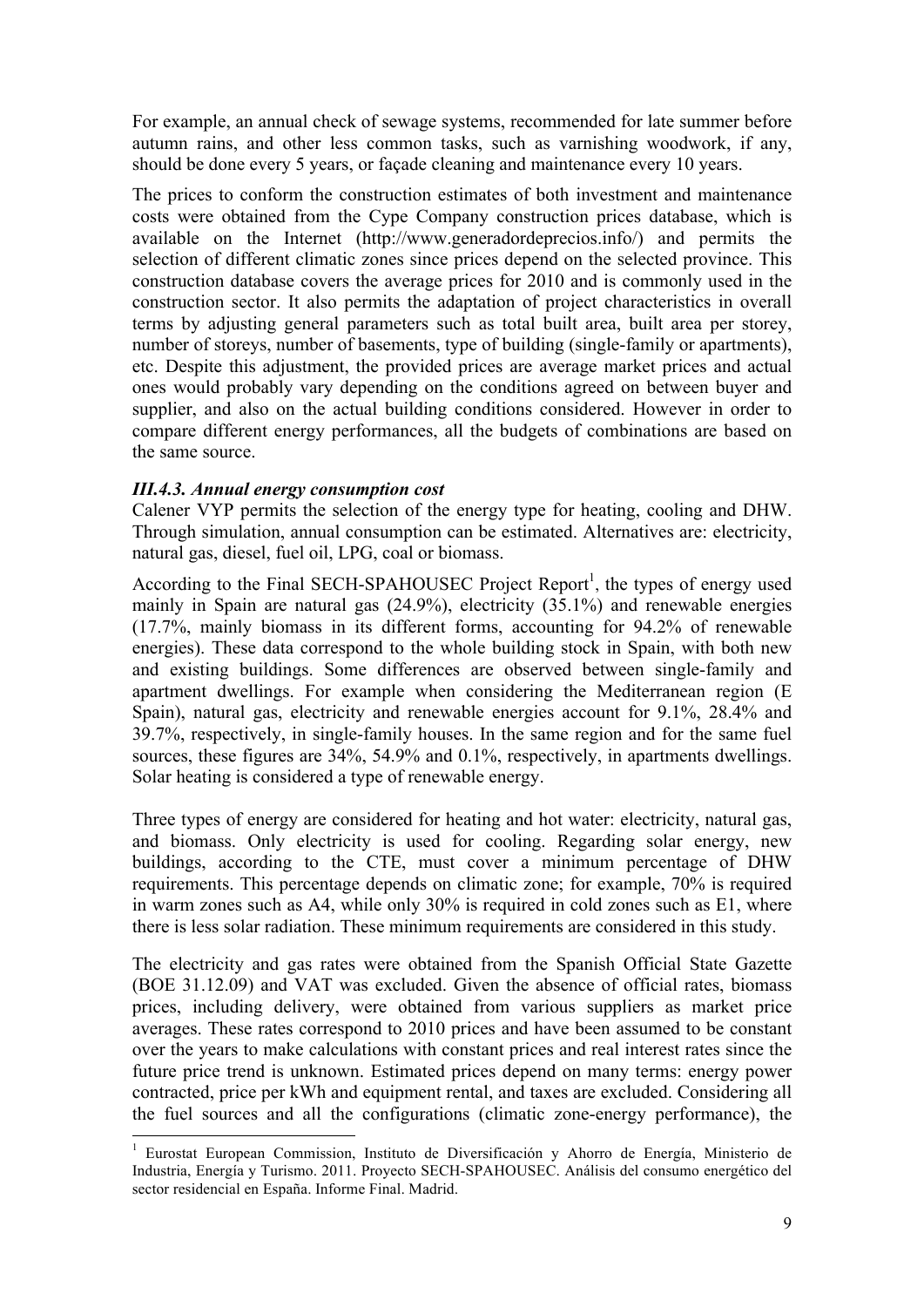For example, an annual check of sewage systems, recommended for late summer before autumn rains, and other less common tasks, such as varnishing woodwork, if any, should be done every 5 years, or façade cleaning and maintenance every 10 years.

The prices to conform the construction estimates of both investment and maintenance costs were obtained from the Cype Company construction prices database, which is available on the Internet (http://www.generadordeprecios.info/) and permits the selection of different climatic zones since prices depend on the selected province. This construction database covers the average prices for 2010 and is commonly used in the construction sector. It also permits the adaptation of project characteristics in overall terms by adjusting general parameters such as total built area, built area per storey, number of storeys, number of basements, type of building (single-family or apartments), etc. Despite this adjustment, the provided prices are average market prices and actual ones would probably vary depending on the conditions agreed on between buyer and supplier, and also on the actual building conditions considered. However in order to compare different energy performances, all the budgets of combinations are based on the same source.

### *III.4.3. Annual energy consumption cost*

Calener VYP permits the selection of the energy type for heating, cooling and DHW. Through simulation, annual consumption can be estimated. Alternatives are: electricity, natural gas, diesel, fuel oil, LPG, coal or biomass.

According to the Final SECH-SPAHOUSEC Project Report[1], the types of energy used mainly in Spain are natural gas (24.9%), electricity (35.1%) and renewable energies (17.7%, mainly biomass in its different forms, accounting for 94.2% of renewable energies). These data correspond to the whole building stock in Spain, with both new and existing buildings. Some differences are observed between single-family and apartment dwellings. For example when considering the Mediterranean region (E Spain), natural gas, electricity and renewable energies account for 9.1%, 28.4% and 39.7%, respectively, in single-family houses. In the same region and for the same fuel sources, these figures are 34%, 54.9% and 0.1%, respectively, in apartments dwellings. Solar heating is considered a type of renewable energy.

Three types of energy are considered for heating and hot water: electricity, natural gas, and biomass. Only electricity is used for cooling. Regarding solar energy, new buildings, according to the CTE, must cover a minimum percentage of DHW requirements. This percentage depends on climatic zone; for example, 70% is required in warm zones such as A4, while only 30% is required in cold zones such as E1, where there is less solar radiation. These minimum requirements are considered in this study.

The electricity and gas rates were obtained from the Spanish Official State Gazette (BOE 31.12.09) and VAT was excluded. Given the absence of official rates, biomass prices, including delivery, were obtained from various suppliers as market price averages. These rates correspond to 2010 prices and have been assumed to be constant over the years to make calculations with constant prices and real interest rates since the future price trend is unknown. Estimated prices depend on many terms: energy power contracted, price per kWh and equipment rental, and taxes are excluded. Considering all the fuel sources and all the configurations (climatic zone-energy performance), the

[1] Eurostat European Commission, Instituto de Diversificación y Ahorro de Energía, Ministerio de Industria, Energía y Turismo. 2011. Proyecto SECH-SPAHOUSEC. Análisis del consumo energético del sector residencial en España. Informe Final. Madrid.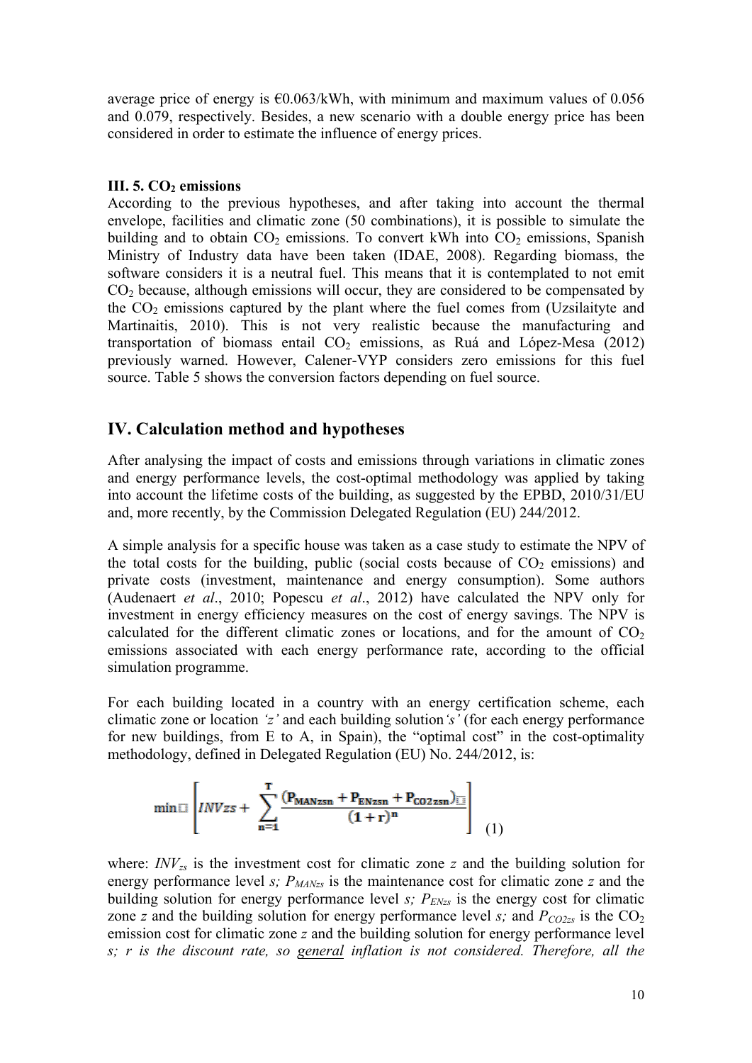average price of energy is €0.063/kWh, with minimum and maximum values of 0.056 and 0.079, respectively. Besides, a new scenario with a double energy price has been considered in order to estimate the influence of energy prices.

### III. 5. $CO_2$ emissions

According to the previous hypotheses, and after taking into account the thermal envelope, facilities and climatic zone (50 combinations), it is possible to simulate the building and to obtain $CO_2$ emissions. To convert kWh into $CO_2$ emissions, Spanish Ministry of Industry data have been taken (IDAE, 2008). Regarding biomass, the software considers it is a neutral fuel. This means that it is contemplated to not emit $CO_2$ because, although emissions will occur, they are considered to be compensated by the $CO_2$ emissions captured by the plant where the fuel comes from (Uzsilaityte and Martinaitis, 2010). This is not very realistic because the manufacturing and transportation of biomass entail $CO_2$ emissions, as Ruá and López-Mesa (2012) previously warned. However, Calener-VYP considers zero emissions for this fuel source. Table 5 shows the conversion factors depending on fuel source.

## IV. Calculation method and hypotheses

After analysing the impact of costs and emissions through variations in climatic zones and energy performance levels, the cost-optimal methodology was applied by taking into account the lifetime costs of the building, as suggested by the EPBD, 2010/31/EU and, more recently, by the Commission Delegated Regulation (EU) 244/2012.

A simple analysis for a specific house was taken as a case study to estimate the NPV of the total costs for the building, public (social costs because of $CO_2$ emissions) and private costs (investment, maintenance and energy consumption). Some authors (Audenaert *et al*., 2010; Popescu *et al*., 2012) have calculated the NPV only for investment in energy efficiency measures on the cost of energy savings. The NPV is calculated for the different climatic zones or locations, and for the amount of $CO_2$ emissions associated with each energy performance rate, according to the official simulation programme.

For each building located in a country with an energy certification scheme, each climatic zone or location *'z'* and each building solution *'s'* (for each energy performance for new buildings, from E to A, in Spain), the "optimal cost" in the cost-optimality methodology, defined in Delegated Regulation (EU) No. 244/2012, is:

$$\min \left[ INVzs + \sum_{n=1}^{T} \frac{(P_{MANzsn} + P_{ENzsn} + P_{CO2zsn})}{(1+r)^n} \right] \quad (1)$$

where: $INV_{zs}$ is the investment cost for climatic zone *z* and the building solution for energy performance level *s;* $P_{MANzs}$ is the maintenance cost for climatic zone *z* and the building solution for energy performance level *s;* $P_{ENzs}$ is the energy cost for climatic zone *z* and the building solution for energy performance level *s;* and $P_{CO2zs}$ is the $CO_2$ emission cost for climatic zone *z* and the building solution for energy performance level *s; r is the discount rate, so general inflation is not considered. Therefore, all the*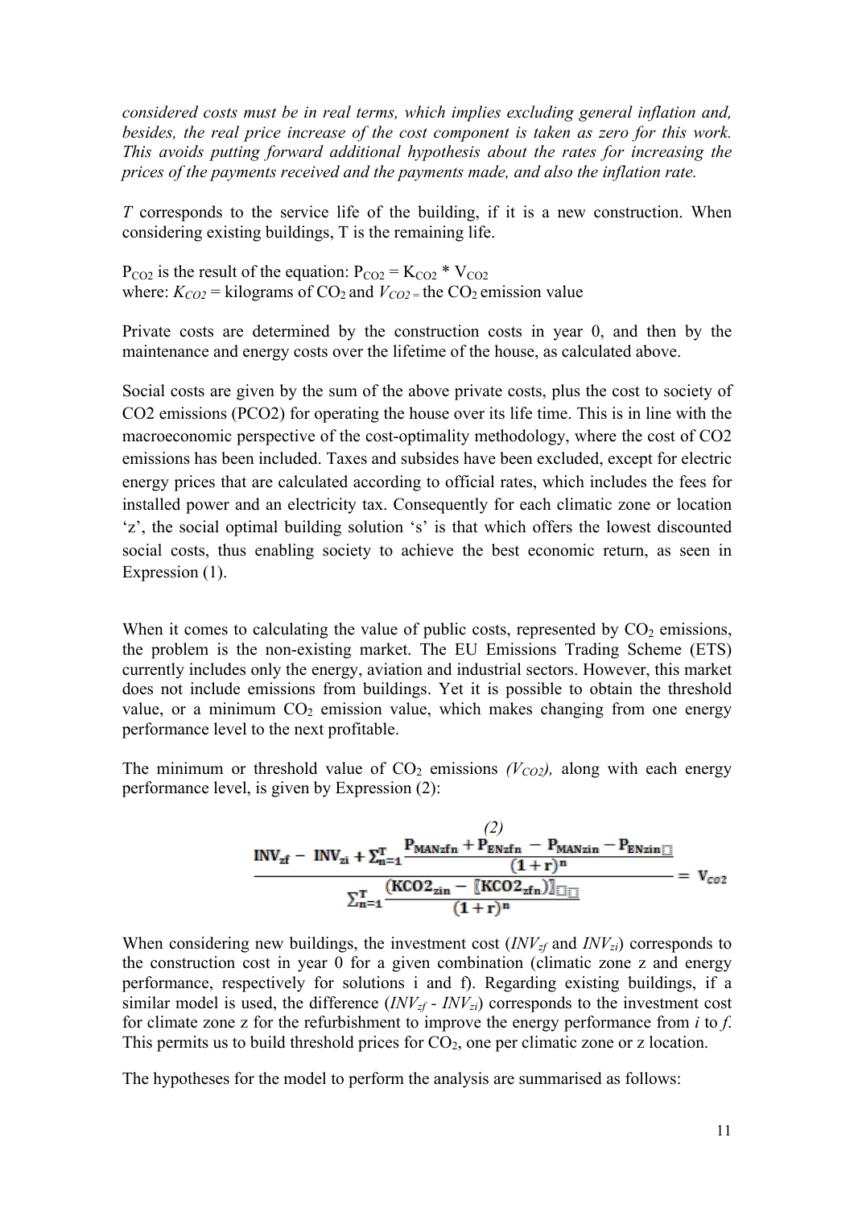*considered costs must be in real terms, which implies excluding general inflation and, besides, the real price increase of the cost component is taken as zero for this work. This avoids putting forward additional hypothesis about the rates for increasing the prices of the payments received and the payments made, and also the inflation rate.*

*T* corresponds to the service life of the building, if it is a new construction. When considering existing buildings, T is the remaining life.

$P_{CO2}$ is the result of the equation: $P_{CO2} = K_{CO2} * V_{CO2}$
where: $K_{CO2}$ = kilograms of $CO_2$ and $V_{CO2}$ = the $CO_2$ emission value

Private costs are determined by the construction costs in year 0, and then by the maintenance and energy costs over the lifetime of the house, as calculated above.

Social costs are given by the sum of the above private costs, plus the cost to society of CO2 emissions (PCO2) for operating the house over its life time. This is in line with the macroeconomic perspective of the cost-optimality methodology, where the cost of CO2 emissions has been included. Taxes and subsides have been excluded, except for electric energy prices that are calculated according to official rates, which includes the fees for installed power and an electricity tax. Consequently for each climatic zone or location 'z', the social optimal building solution 's' is that which offers the lowest discounted social costs, thus enabling society to achieve the best economic return, as seen in Expression (1).

When it comes to calculating the value of public costs, represented by $CO_2$ emissions, the problem is the non-existing market. The EU Emissions Trading Scheme (ETS) currently includes only the energy, aviation and industrial sectors. However, this market does not include emissions from buildings. Yet it is possible to obtain the threshold value, or a minimum $CO_2$ emission value, which makes changing from one energy performance level to the next profitable.

The minimum or threshold value of $CO_2$ emissions *($V_{CO2}$),* along with each energy performance level, is given by Expression (2):

$$\frac{INV_{zf} - INV_{zi} + \sum_{n=1}^{T} \frac{P_{MANzfn} + P_{ENzfn} - P_{MANzin} - P_{ENzin}}{(1+r)^n}}{\sum_{n=1}^{T} \frac{(KCO2_{zin} - [KCO2_{zfn})]}{(1+r)^n}} = V_{co2} \quad (2)$$

When considering new buildings, the investment cost ($INV_{zf}$ and $INV_{zi}$) corresponds to the construction cost in year 0 for a given combination (climatic zone z and energy performance, respectively for solutions i and f). Regarding existing buildings, if a similar model is used, the difference ($INV_{zf}$ - $INV_{zi}$) corresponds to the investment cost for climate zone z for the refurbishment to improve the energy performance from *i* to *f*. This permits us to build threshold prices for $CO_2$, one per climatic zone or z location.

The hypotheses for the model to perform the analysis are summarised as follows: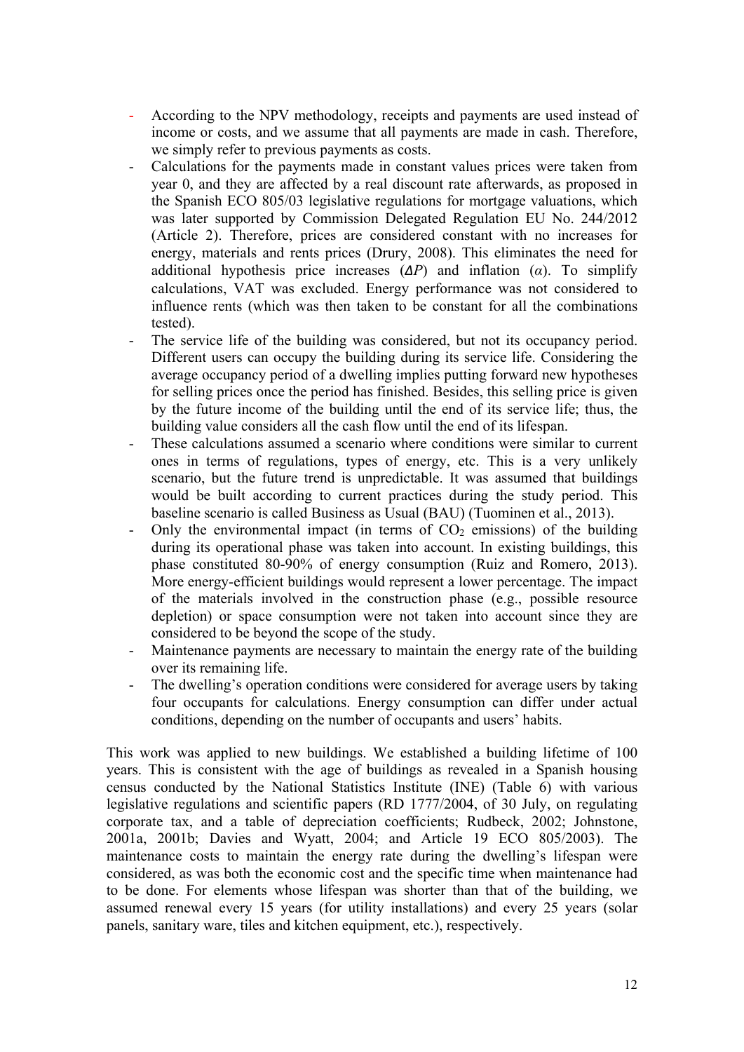- According to the NPV methodology, receipts and payments are used instead of income or costs, and we assume that all payments are made in cash. Therefore, we simply refer to previous payments as costs.
- Calculations for the payments made in constant values prices were taken from year 0, and they are affected by a real discount rate afterwards, as proposed in the Spanish ECO 805/03 legislative regulations for mortgage valuations, which was later supported by Commission Delegated Regulation EU No. 244/2012 (Article 2). Therefore, prices are considered constant with no increases for energy, materials and rents prices (Drury, 2008). This eliminates the need for additional hypothesis price increases ($\Delta P$) and inflation ($\alpha$). To simplify calculations, VAT was excluded. Energy performance was not considered to influence rents (which was then taken to be constant for all the combinations tested).
- The service life of the building was considered, but not its occupancy period. Different users can occupy the building during its service life. Considering the average occupancy period of a dwelling implies putting forward new hypotheses for selling prices once the period has finished. Besides, this selling price is given by the future income of the building until the end of its service life; thus, the building value considers all the cash flow until the end of its lifespan.
- These calculations assumed a scenario where conditions were similar to current ones in terms of regulations, types of energy, etc. This is a very unlikely scenario, but the future trend is unpredictable. It was assumed that buildings would be built according to current practices during the study period. This baseline scenario is called Business as Usual (BAU) (Tuominen et al., 2013).
- Only the environmental impact (in terms of $CO_2$ emissions) of the building during its operational phase was taken into account. In existing buildings, this phase constituted 80-90% of energy consumption (Ruiz and Romero, 2013). More energy-efficient buildings would represent a lower percentage. The impact of the materials involved in the construction phase (e.g., possible resource depletion) or space consumption were not taken into account since they are considered to be beyond the scope of the study.
- Maintenance payments are necessary to maintain the energy rate of the building over its remaining life.
- The dwelling's operation conditions were considered for average users by taking four occupants for calculations. Energy consumption can differ under actual conditions, depending on the number of occupants and users' habits.

This work was applied to new buildings. We established a building lifetime of 100 years. This is consistent with the age of buildings as revealed in a Spanish housing census conducted by the National Statistics Institute (INE) (Table 6) with various legislative regulations and scientific papers (RD 1777/2004, of 30 July, on regulating corporate tax, and a table of depreciation coefficients; Rudbeck, 2002; Johnstone, 2001a, 2001b; Davies and Wyatt, 2004; and Article 19 ECO 805/2003). The maintenance costs to maintain the energy rate during the dwelling's lifespan were considered, as was both the economic cost and the specific time when maintenance had to be done. For elements whose lifespan was shorter than that of the building, we assumed renewal every 15 years (for utility installations) and every 25 years (solar panels, sanitary ware, tiles and kitchen equipment, etc.), respectively.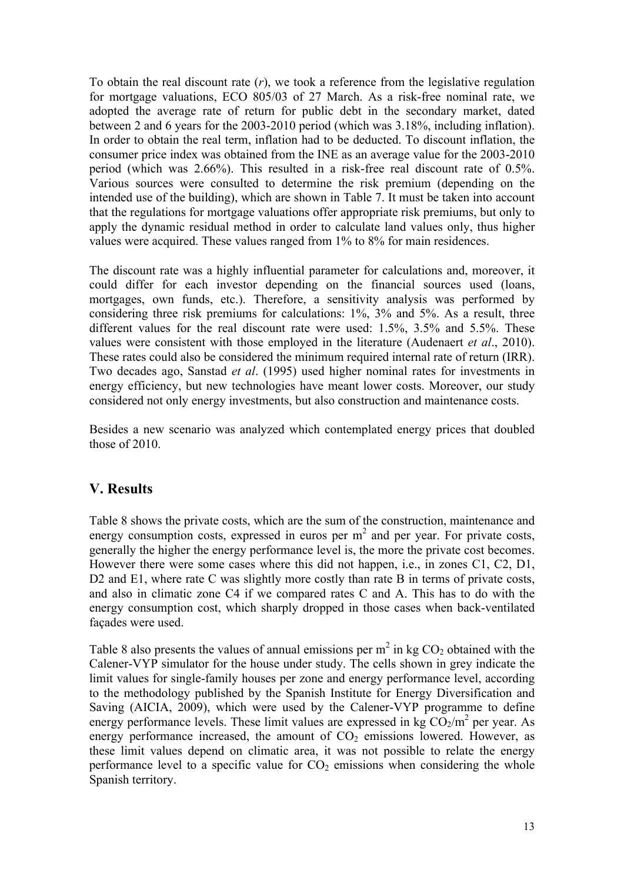To obtain the real discount rate (*r*), we took a reference from the legislative regulation for mortgage valuations, ECO 805/03 of 27 March. As a risk-free nominal rate, we adopted the average rate of return for public debt in the secondary market, dated between 2 and 6 years for the 2003-2010 period (which was 3.18%, including inflation). In order to obtain the real term, inflation had to be deducted. To discount inflation, the consumer price index was obtained from the INE as an average value for the 2003-2010 period (which was 2.66%). This resulted in a risk-free real discount rate of 0.5%. Various sources were consulted to determine the risk premium (depending on the intended use of the building), which are shown in Table 7. It must be taken into account that the regulations for mortgage valuations offer appropriate risk premiums, but only to apply the dynamic residual method in order to calculate land values only, thus higher values were acquired. These values ranged from 1% to 8% for main residences.

The discount rate was a highly influential parameter for calculations and, moreover, it could differ for each investor depending on the financial sources used (loans, mortgages, own funds, etc.). Therefore, a sensitivity analysis was performed by considering three risk premiums for calculations: 1%, 3% and 5%. As a result, three different values for the real discount rate were used: 1.5%, 3.5% and 5.5%. These values were consistent with those employed in the literature (Audenaert *et al*., 2010). These rates could also be considered the minimum required internal rate of return (IRR). Two decades ago, Sanstad *et al*. (1995) used higher nominal rates for investments in energy efficiency, but new technologies have meant lower costs. Moreover, our study considered not only energy investments, but also construction and maintenance costs.

Besides a new scenario was analyzed which contemplated energy prices that doubled those of 2010.

## V. Results

Table 8 shows the private costs, which are the sum of the construction, maintenance and energy consumption costs, expressed in euros per $m^2$ and per year. For private costs, generally the higher the energy performance level is, the more the private cost becomes. However there were some cases where this did not happen, i.e., in zones C1, C2, D1, D2 and E1, where rate C was slightly more costly than rate B in terms of private costs, and also in climatic zone C4 if we compared rates C and A. This has to do with the energy consumption cost, which sharply dropped in those cases when back-ventilated façades were used.

Table 8 also presents the values of annual emissions per $m^2$ in kg $CO_2$ obtained with the Calener-VYP simulator for the house under study. The cells shown in grey indicate the limit values for single-family houses per zone and energy performance level, according to the methodology published by the Spanish Institute for Energy Diversification and Saving (AICIA, 2009), which were used by the Calener-VYP programme to define energy performance levels. These limit values are expressed in kg $CO_2/m^2$ per year. As energy performance increased, the amount of $CO_2$ emissions lowered. However, as these limit values depend on climatic area, it was not possible to relate the energy performance level to a specific value for $CO_2$ emissions when considering the whole Spanish territory.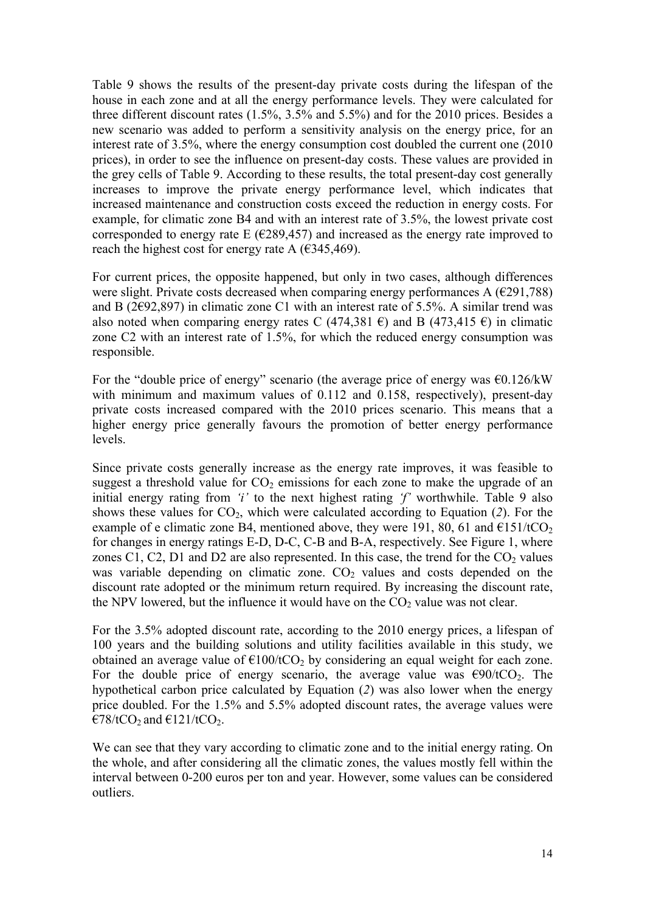Table 9 shows the results of the present-day private costs during the lifespan of the house in each zone and at all the energy performance levels. They were calculated for three different discount rates (1.5%, 3.5% and 5.5%) and for the 2010 prices. Besides a new scenario was added to perform a sensitivity analysis on the energy price, for an interest rate of 3.5%, where the energy consumption cost doubled the current one (2010 prices), in order to see the influence on present-day costs. These values are provided in the grey cells of Table 9. According to these results, the total present-day cost generally increases to improve the private energy performance level, which indicates that increased maintenance and construction costs exceed the reduction in energy costs. For example, for climatic zone B4 and with an interest rate of 3.5%, the lowest private cost corresponded to energy rate E (€289,457) and increased as the energy rate improved to reach the highest cost for energy rate A (€345,469).

For current prices, the opposite happened, but only in two cases, although differences were slight. Private costs decreased when comparing energy performances A (€291,788) and B (2€92,897) in climatic zone C1 with an interest rate of 5.5%. A similar trend was also noted when comparing energy rates C (474,381 €) and B (473,415 €) in climatic zone C2 with an interest rate of 1.5%, for which the reduced energy consumption was responsible.

For the "double price of energy" scenario (the average price of energy was €0.126/kW with minimum and maximum values of 0.112 and 0.158, respectively), present-day private costs increased compared with the 2010 prices scenario. This means that a higher energy price generally favours the promotion of better energy performance levels.

Since private costs generally increase as the energy rate improves, it was feasible to suggest a threshold value for $CO_2$ emissions for each zone to make the upgrade of an initial energy rating from *'i'* to the next highest rating *'f'* worthwhile. Table 9 also shows these values for $CO_2$, which were calculated according to Equation (*2*). For the example of e climatic zone B4, mentioned above, they were 191, 80, 61 and €151/t$CO_2$ for changes in energy ratings E-D, D-C, C-B and B-A, respectively. See Figure 1, where zones C1, C2, D1 and D2 are also represented. In this case, the trend for the $CO_2$ values was variable depending on climatic zone. $CO_2$ values and costs depended on the discount rate adopted or the minimum return required. By increasing the discount rate, the NPV lowered, but the influence it would have on the $CO_2$ value was not clear.

For the 3.5% adopted discount rate, according to the 2010 energy prices, a lifespan of 100 years and the building solutions and utility facilities available in this study, we obtained an average value of €100/t$CO_2$ by considering an equal weight for each zone. For the double price of energy scenario, the average value was €90/t$CO_2$. The hypothetical carbon price calculated by Equation (*2*) was also lower when the energy price doubled. For the 1.5% and 5.5% adopted discount rates, the average values were €78/t$CO_2$ and €121/t$CO_2$.

We can see that they vary according to climatic zone and to the initial energy rating. On the whole, and after considering all the climatic zones, the values mostly fell within the interval between 0-200 euros per ton and year. However, some values can be considered outliers.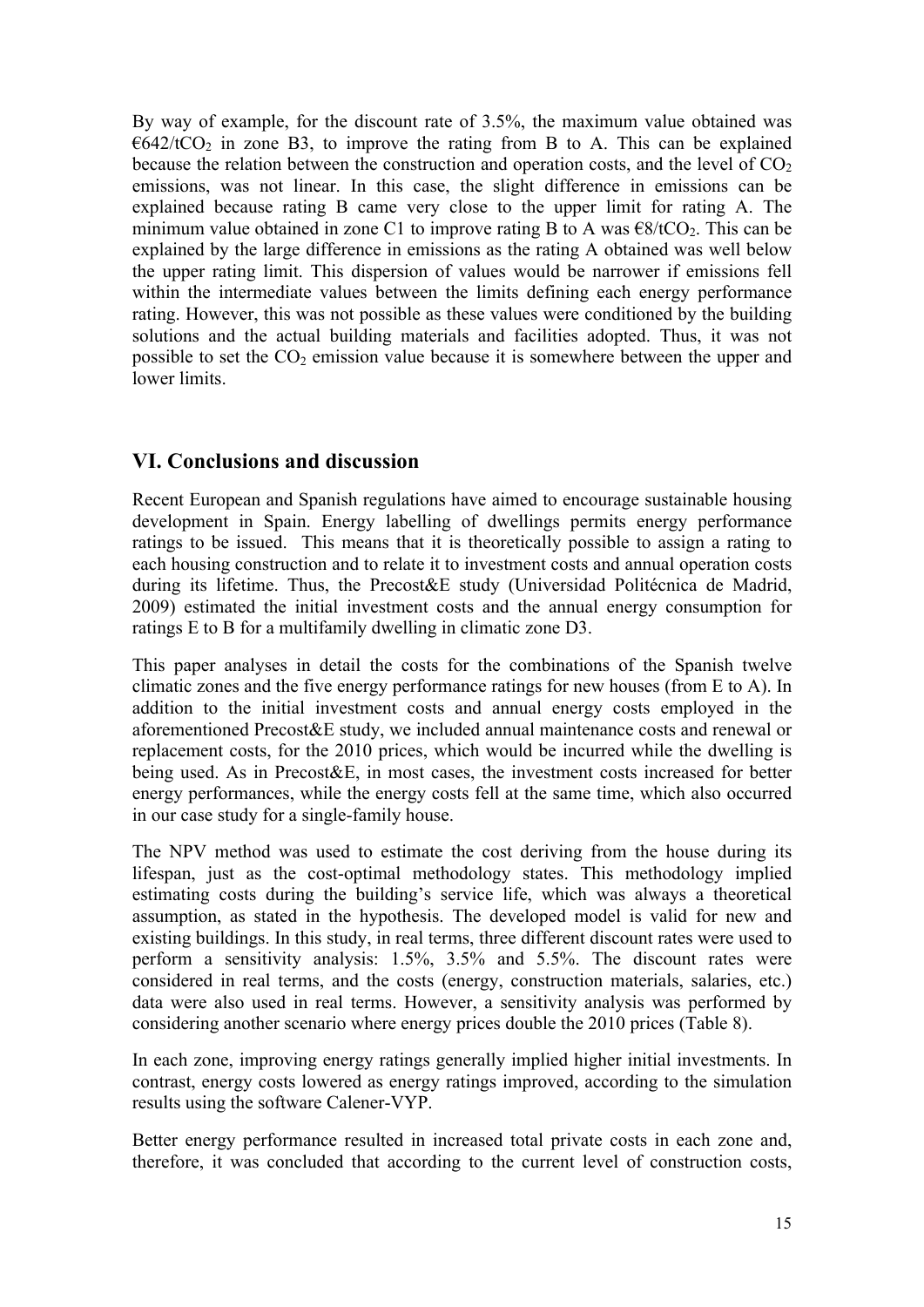By way of example, for the discount rate of 3.5%, the maximum value obtained was €642/t$CO_2$ in zone B3, to improve the rating from B to A. This can be explained because the relation between the construction and operation costs, and the level of $CO_2$ emissions, was not linear. In this case, the slight difference in emissions can be explained because rating B came very close to the upper limit for rating A. The minimum value obtained in zone C1 to improve rating B to A was €8/t$CO_2$. This can be explained by the large difference in emissions as the rating A obtained was well below the upper rating limit. This dispersion of values would be narrower if emissions fell within the intermediate values between the limits defining each energy performance rating. However, this was not possible as these values were conditioned by the building solutions and the actual building materials and facilities adopted. Thus, it was not possible to set the $CO_2$ emission value because it is somewhere between the upper and lower limits.

## VI. Conclusions and discussion

Recent European and Spanish regulations have aimed to encourage sustainable housing development in Spain. Energy labelling of dwellings permits energy performance ratings to be issued. This means that it is theoretically possible to assign a rating to each housing construction and to relate it to investment costs and annual operation costs during its lifetime. Thus, the Precost&E study (Universidad Politécnica de Madrid, 2009) estimated the initial investment costs and the annual energy consumption for ratings E to B for a multifamily dwelling in climatic zone D3.

This paper analyses in detail the costs for the combinations of the Spanish twelve climatic zones and the five energy performance ratings for new houses (from E to A). In addition to the initial investment costs and annual energy costs employed in the aforementioned Precost&E study, we included annual maintenance costs and renewal or replacement costs, for the 2010 prices, which would be incurred while the dwelling is being used. As in Precost&E, in most cases, the investment costs increased for better energy performances, while the energy costs fell at the same time, which also occurred in our case study for a single-family house.

The NPV method was used to estimate the cost deriving from the house during its lifespan, just as the cost-optimal methodology states. This methodology implied estimating costs during the building's service life, which was always a theoretical assumption, as stated in the hypothesis. The developed model is valid for new and existing buildings. In this study, in real terms, three different discount rates were used to perform a sensitivity analysis: 1.5%, 3.5% and 5.5%. The discount rates were considered in real terms, and the costs (energy, construction materials, salaries, etc.) data were also used in real terms. However, a sensitivity analysis was performed by considering another scenario where energy prices double the 2010 prices (Table 8).

In each zone, improving energy ratings generally implied higher initial investments. In contrast, energy costs lowered as energy ratings improved, according to the simulation results using the software Calener-VYP.

Better energy performance resulted in increased total private costs in each zone and, therefore, it was concluded that according to the current level of construction costs,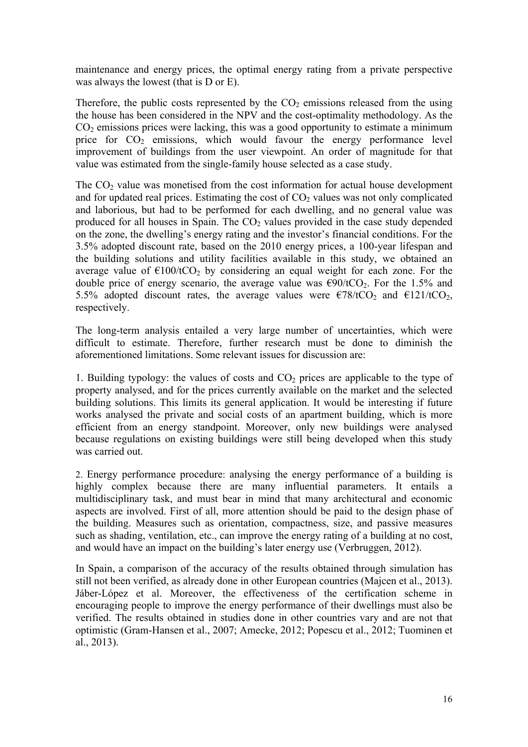maintenance and energy prices, the optimal energy rating from a private perspective was always the lowest (that is D or E).

Therefore, the public costs represented by the $CO_2$ emissions released from the using the house has been considered in the NPV and the cost-optimality methodology. As the $CO_2$ emissions prices were lacking, this was a good opportunity to estimate a minimum price for $CO_2$ emissions, which would favour the energy performance level improvement of buildings from the user viewpoint. An order of magnitude for that value was estimated from the single-family house selected as a case study.

The $CO_2$ value was monetised from the cost information for actual house development and for updated real prices. Estimating the cost of $CO_2$ values was not only complicated and laborious, but had to be performed for each dwelling, and no general value was produced for all houses in Spain. The $CO_2$ values provided in the case study depended on the zone, the dwelling's energy rating and the investor's financial conditions. For the 3.5% adopted discount rate, based on the 2010 energy prices, a 100-year lifespan and the building solutions and utility facilities available in this study, we obtained an average value of €100/t$CO_2$ by considering an equal weight for each zone. For the double price of energy scenario, the average value was €90/t$CO_2$. For the 1.5% and 5.5% adopted discount rates, the average values were €78/t$CO_2$ and €121/t$CO_2$, respectively.

The long-term analysis entailed a very large number of uncertainties, which were difficult to estimate. Therefore, further research must be done to diminish the aforementioned limitations. Some relevant issues for discussion are:

1. Building typology: the values of costs and $CO_2$ prices are applicable to the type of property analysed, and for the prices currently available on the market and the selected building solutions. This limits its general application. It would be interesting if future works analysed the private and social costs of an apartment building, which is more efficient from an energy standpoint. Moreover, only new buildings were analysed because regulations on existing buildings were still being developed when this study was carried out.

2. Energy performance procedure: analysing the energy performance of a building is highly complex because there are many influential parameters. It entails a multidisciplinary task, and must bear in mind that many architectural and economic aspects are involved. First of all, more attention should be paid to the design phase of the building. Measures such as orientation, compactness, size, and passive measures such as shading, ventilation, etc., can improve the energy rating of a building at no cost, and would have an impact on the building's later energy use (Verbruggen, 2012).

In Spain, a comparison of the accuracy of the results obtained through simulation has still not been verified, as already done in other European countries (Majcen et al., 2013). Jáber-López et al. Moreover, the effectiveness of the certification scheme in encouraging people to improve the energy performance of their dwellings must also be verified. The results obtained in studies done in other countries vary and are not that optimistic (Gram-Hansen et al., 2007; Amecke, 2012; Popescu et al., 2012; Tuominen et al., 2013).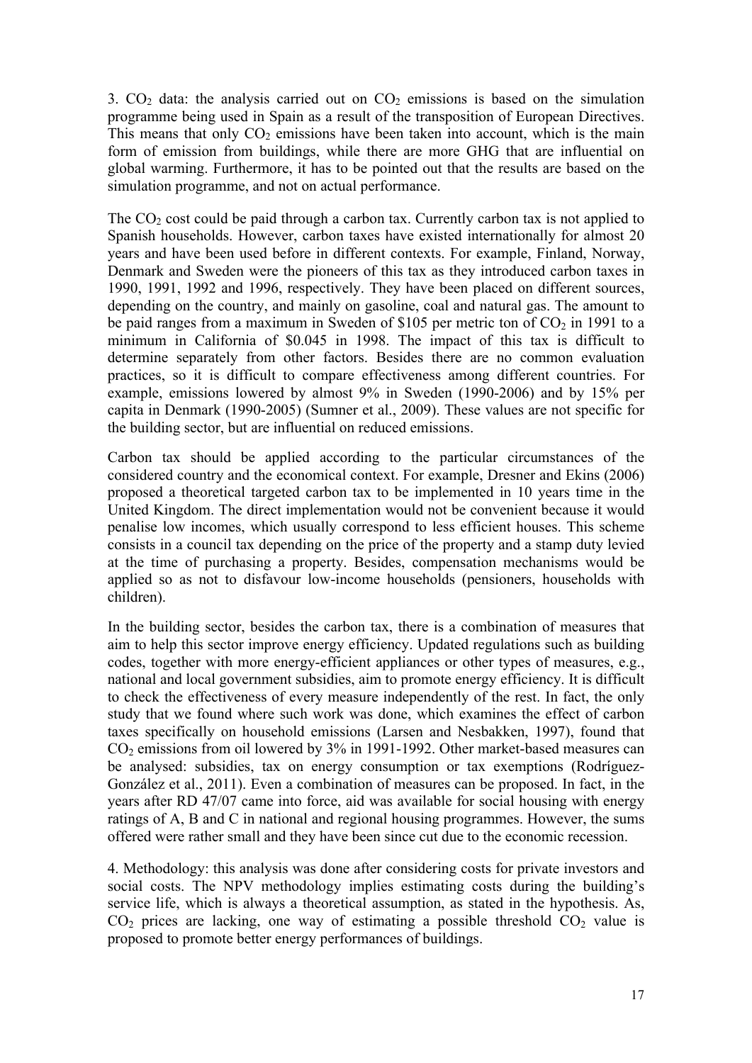3. $CO_2$ data: the analysis carried out on $CO_2$ emissions is based on the simulation programme being used in Spain as a result of the transposition of European Directives. This means that only $CO_2$ emissions have been taken into account, which is the main form of emission from buildings, while there are more GHG that are influential on global warming. Furthermore, it has to be pointed out that the results are based on the simulation programme, and not on actual performance.

The $CO_2$ cost could be paid through a carbon tax. Currently carbon tax is not applied to Spanish households. However, carbon taxes have existed internationally for almost 20 years and have been used before in different contexts. For example, Finland, Norway, Denmark and Sweden were the pioneers of this tax as they introduced carbon taxes in 1990, 1991, 1992 and 1996, respectively. They have been placed on different sources, depending on the country, and mainly on gasoline, coal and natural gas. The amount to be paid ranges from a maximum in Sweden of \$105 per metric ton of $CO_2$ in 1991 to a minimum in California of \$0.045 in 1998. The impact of this tax is difficult to determine separately from other factors. Besides there are no common evaluation practices, so it is difficult to compare effectiveness among different countries. For example, emissions lowered by almost 9% in Sweden (1990-2006) and by 15% per capita in Denmark (1990-2005) (Sumner et al., 2009). These values are not specific for the building sector, but are influential on reduced emissions.

Carbon tax should be applied according to the particular circumstances of the considered country and the economical context. For example, Dresner and Ekins (2006) proposed a theoretical targeted carbon tax to be implemented in 10 years time in the United Kingdom. The direct implementation would not be convenient because it would penalise low incomes, which usually correspond to less efficient houses. This scheme consists in a council tax depending on the price of the property and a stamp duty levied at the time of purchasing a property. Besides, compensation mechanisms would be applied so as not to disfavour low-income households (pensioners, households with children).

In the building sector, besides the carbon tax, there is a combination of measures that aim to help this sector improve energy efficiency. Updated regulations such as building codes, together with more energy-efficient appliances or other types of measures, e.g., national and local government subsidies, aim to promote energy efficiency. It is difficult to check the effectiveness of every measure independently of the rest. In fact, the only study that we found where such work was done, which examines the effect of carbon taxes specifically on household emissions (Larsen and Nesbakken, 1997), found that $CO_2$ emissions from oil lowered by 3% in 1991-1992. Other market-based measures can be analysed: subsidies, tax on energy consumption or tax exemptions (Rodríguez-González et al., 2011). Even a combination of measures can be proposed. In fact, in the years after RD 47/07 came into force, aid was available for social housing with energy ratings of A, B and C in national and regional housing programmes. However, the sums offered were rather small and they have been since cut due to the economic recession.

4. Methodology: this analysis was done after considering costs for private investors and social costs. The NPV methodology implies estimating costs during the building's service life, which is always a theoretical assumption, as stated in the hypothesis. As, $CO_2$ prices are lacking, one way of estimating a possible threshold $CO_2$ value is proposed to promote better energy performances of buildings.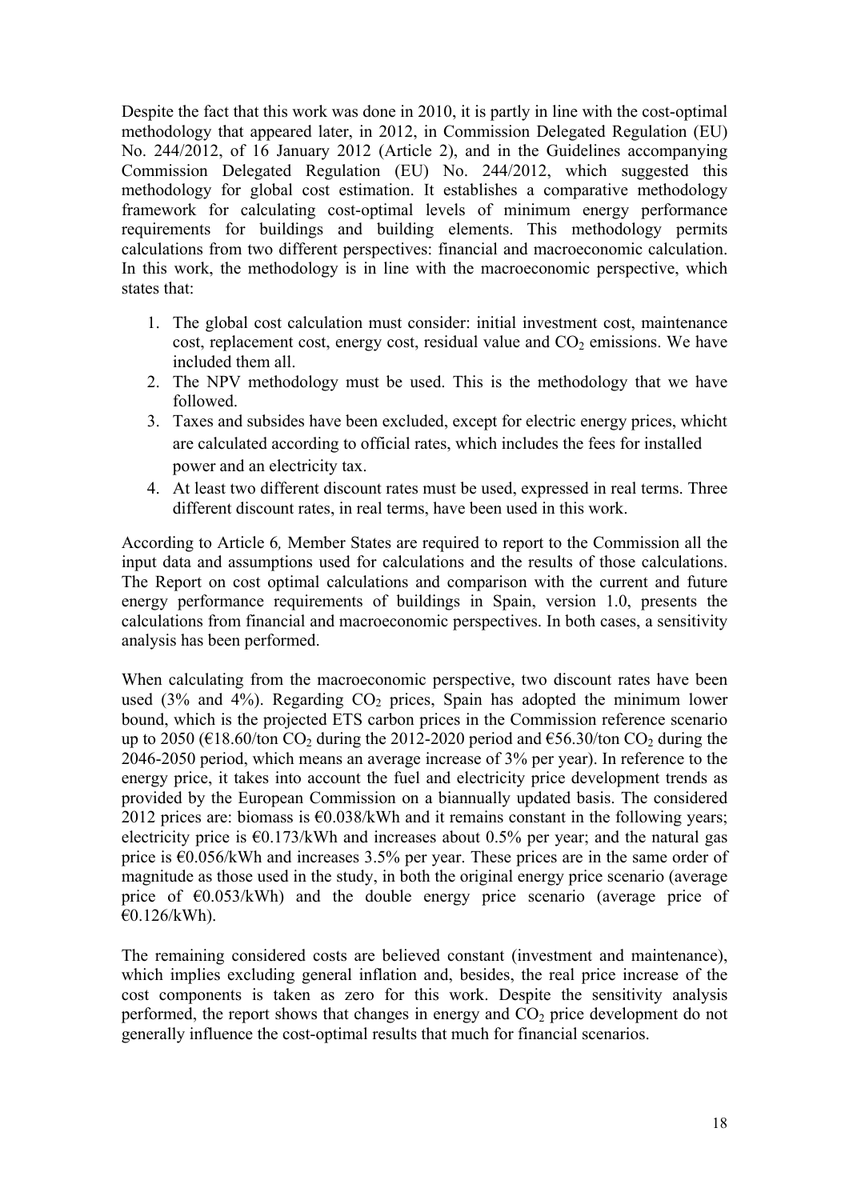Despite the fact that this work was done in 2010, it is partly in line with the cost-optimal methodology that appeared later, in 2012, in Commission Delegated Regulation (EU) No. 244/2012, of 16 January 2012 (Article 2), and in the Guidelines accompanying Commission Delegated Regulation (EU) No. 244/2012, which suggested this methodology for global cost estimation. It establishes a comparative methodology framework for calculating cost-optimal levels of minimum energy performance requirements for buildings and building elements. This methodology permits calculations from two different perspectives: financial and macroeconomic calculation. In this work, the methodology is in line with the macroeconomic perspective, which states that:

1. The global cost calculation must consider: initial investment cost, maintenance cost, replacement cost, energy cost, residual value and $CO_2$ emissions. We have included them all.
2. The NPV methodology must be used. This is the methodology that we have followed.
3. Taxes and subsides have been excluded, except for electric energy prices, whicht are calculated according to official rates, which includes the fees for installed power and an electricity tax.
4. At least two different discount rates must be used, expressed in real terms. Three different discount rates, in real terms, have been used in this work.

According to Article 6*,* Member States are required to report to the Commission all the input data and assumptions used for calculations and the results of those calculations. The Report on cost optimal calculations and comparison with the current and future energy performance requirements of buildings in Spain, version 1.0, presents the calculations from financial and macroeconomic perspectives. In both cases, a sensitivity analysis has been performed.

When calculating from the macroeconomic perspective, two discount rates have been used (3% and 4%). Regarding $CO_2$ prices, Spain has adopted the minimum lower bound, which is the projected ETS carbon prices in the Commission reference scenario up to 2050 (€18.60/ton $CO_2$ during the 2012-2020 period and €56.30/ton $CO_2$ during the 2046-2050 period, which means an average increase of 3% per year). In reference to the energy price, it takes into account the fuel and electricity price development trends as provided by the European Commission on a biannually updated basis. The considered 2012 prices are: biomass is €0.038/kWh and it remains constant in the following years; electricity price is €0.173/kWh and increases about 0.5% per year; and the natural gas price is €0.056/kWh and increases 3.5% per year. These prices are in the same order of magnitude as those used in the study, in both the original energy price scenario (average price of €0.053/kWh) and the double energy price scenario (average price of €0.126/kWh).

The remaining considered costs are believed constant (investment and maintenance), which implies excluding general inflation and, besides, the real price increase of the cost components is taken as zero for this work. Despite the sensitivity analysis performed, the report shows that changes in energy and $CO_2$ price development do not generally influence the cost-optimal results that much for financial scenarios.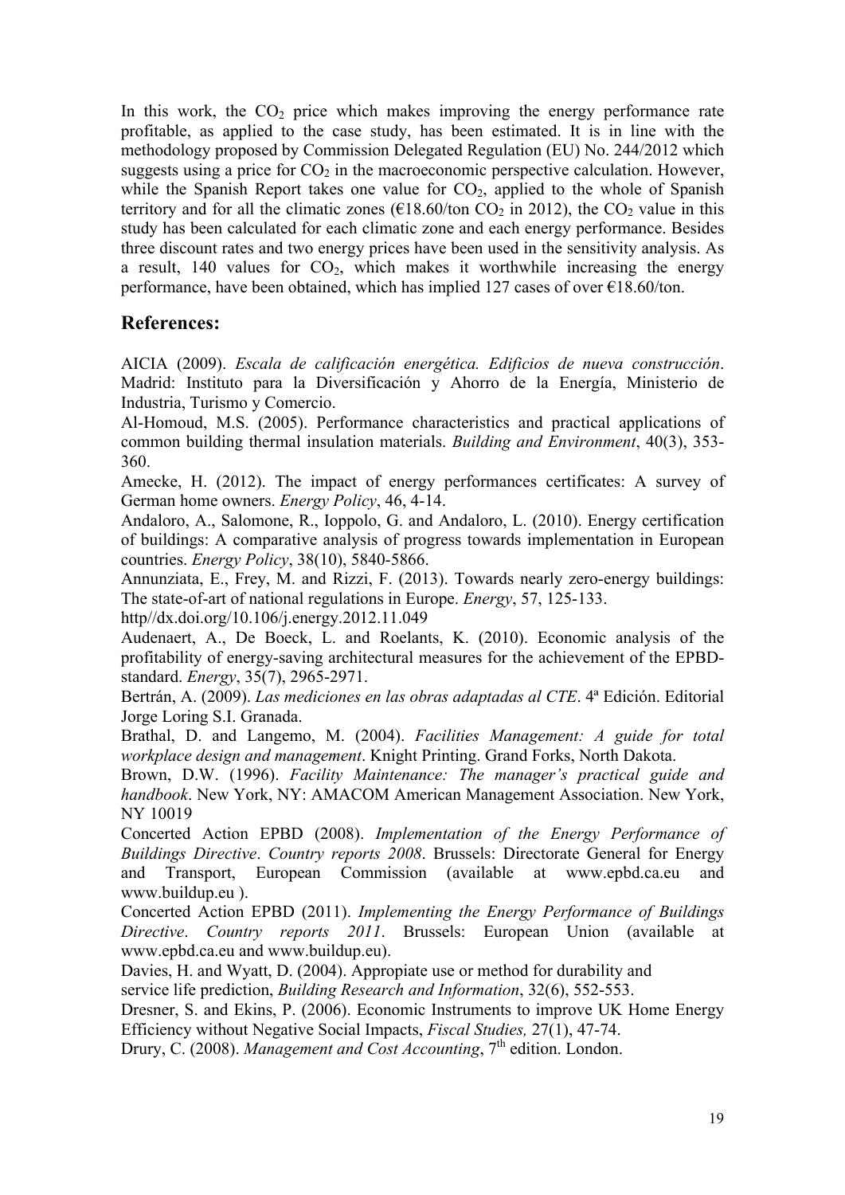In this work, the $CO_2$ price which makes improving the energy performance rate profitable, as applied to the case study, has been estimated. It is in line with the methodology proposed by Commission Delegated Regulation (EU) No. 244/2012 which suggests using a price for $CO_2$ in the macroeconomic perspective calculation. However, while the Spanish Report takes one value for $CO_2$, applied to the whole of Spanish territory and for all the climatic zones (€18.60/ton $CO_2$ in 2012), the $CO_2$ value in this study has been calculated for each climatic zone and each energy performance. Besides three discount rates and two energy prices have been used in the sensitivity analysis. As a result, 140 values for $CO_2$, which makes it worthwhile increasing the energy performance, have been obtained, which has implied 127 cases of over €18.60/ton.

## References:

AICIA (2009). *Escala de calificación energética. Edificios de nueva construcción*. Madrid: Instituto para la Diversificación y Ahorro de la Energía, Ministerio de Industria, Turismo y Comercio.

Al-Homoud, M.S. (2005). Performance characteristics and practical applications of common building thermal insulation materials. *Building and Environment*, 40(3), 353-360.

Amecke, H. (2012). The impact of energy performances certificates: A survey of German home owners. *Energy Policy*, 46, 4-14.

Andaloro, A., Salomone, R., Ioppolo, G. and Andaloro, L. (2010). Energy certification of buildings: A comparative analysis of progress towards implementation in European countries. *Energy Policy*, 38(10), 5840-5866.

Annunziata, E., Frey, M. and Rizzi, F. (2013). Towards nearly zero-energy buildings: The state-of-art of national regulations in Europe. *Energy*, 57, 125-133. http//dx.doi.org/10.106/j.energy.2012.11.049

Audenaert, A., De Boeck, L. and Roelants, K. (2010). Economic analysis of the profitability of energy-saving architectural measures for the achievement of the EPBD-standard. *Energy*, 35(7), 2965-2971.

Bertrán, A. (2009). *Las mediciones en las obras adaptadas al CTE*. 4ª Edición. Editorial Jorge Loring S.I. Granada.

Brathal, D. and Langemo, M. (2004). *Facilities Management: A guide for total workplace design and management*. Knight Printing. Grand Forks, North Dakota.

Brown, D.W. (1996). *Facility Maintenance: The manager's practical guide and handbook*. New York, NY: AMACOM American Management Association. New York, NY 10019

Concerted Action EPBD (2008). *Implementation of the Energy Performance of Buildings Directive*. *Country reports 2008*. Brussels: Directorate General for Energy and Transport, European Commission (available at www.epbd.ca.eu and www.buildup.eu ).

Concerted Action EPBD (2011). *Implementing the Energy Performance of Buildings Directive*. *Country reports 2011*. Brussels: European Union (available at www.epbd.ca.eu and www.buildup.eu).

Davies, H. and Wyatt, D. (2004). Appropiate use or method for durability and service life prediction, *Building Research and Information*, 32(6), 552-553.

Dresner, S. and Ekins, P. (2006). Economic Instruments to improve UK Home Energy Efficiency without Negative Social Impacts, *Fiscal Studies,* 27(1), 47-74.

Drury, C. (2008). *Management and Cost Accounting*, 7th edition. London.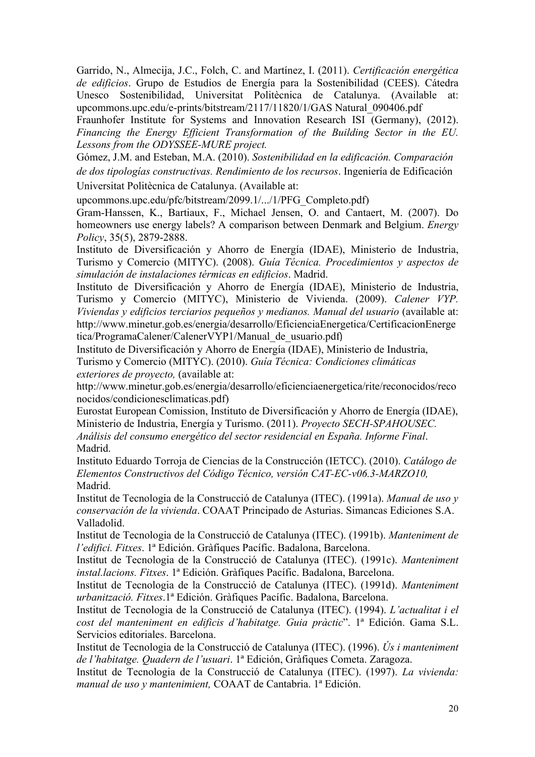Garrido, N., Almecija, J.C., Folch, C. and Martínez, I. (2011). *Certificación energética de edificios*. Grupo de Estudios de Energía para la Sostenibilidad (CEES). Cátedra Unesco Sostenibilidad, Universitat Politècnica de Catalunya. (Available at: upcommons.upc.edu/e-prints/bitstream/2117/11820/1/GAS Natural_090406.pdf

Fraunhofer Institute for Systems and Innovation Research ISI (Germany), (2012). *Financing the Energy Efficient Transformation of the Building Sector in the EU. Lessons from the ODYSSEE-MURE project.*

Gómez, J.M. and Esteban, M.A. (2010). *Sostenibilidad en la edificación. Comparación de dos tipologías constructivas. Rendimiento de los recursos*. Ingeniería de Edificación Universitat Politècnica de Catalunya. (Available at: upcommons.upc.edu/pfc/bitstream/2099.1/.../1/PFG_Completo.pdf)

Gram-Hanssen, K., Bartiaux, F., Michael Jensen, O. and Cantaert, M. (2007). Do homeowners use energy labels? A comparison between Denmark and Belgium. *Energy Policy*, 35(5), 2879-2888.

Instituto de Diversificación y Ahorro de Energía (IDAE), Ministerio de Industria, Turismo y Comercio (MITYC). (2008). *Guía Técnica. Procedimientos y aspectos de simulación de instalaciones térmicas en edificios*. Madrid.

Instituto de Diversificación y Ahorro de Energía (IDAE), Ministerio de Industria, Turismo y Comercio (MITYC), Ministerio de Vivienda. (2009). *Calener VYP. Viviendas y edificios terciarios pequeños y medianos. Manual del usuario* (available at: http://www.minetur.gob.es/energia/desarrollo/EficienciaEnergetica/CertificacionEnergetica/ProgramaCalener/CalenerVYP1/Manual_de_usuario.pdf)

Instituto de Diversificación y Ahorro de Energía (IDAE), Ministerio de Industria, Turismo y Comercio (MITYC). (2010). *Guía Técnica: Condiciones climáticas exteriores de proyecto,* (available at: http://www.minetur.gob.es/energia/desarrollo/eficienciaenergetica/rite/reconocidos/reconocidos/condicionesclimaticas.pdf)

Eurostat European Comission, Instituto de Diversificación y Ahorro de Energía (IDAE), Ministerio de Industria, Energía y Turismo. (2011). *Proyecto SECH-SPAHOUSEC. Análisis del consumo energético del sector residencial en España. Informe Final*. Madrid.

Instituto Eduardo Torroja de Ciencias de la Construcción (IETCC). (2010). *Catálogo de Elementos Constructivos del Código Técnico, versión CAT-EC-v06.3-MARZO10,* Madrid.

Institut de Tecnologia de la Construcció de Catalunya (ITEC). (1991a). *Manual de uso y conservación de la vivienda*. COAAT Principado de Asturias. Simancas Ediciones S.A. Valladolid.

Institut de Tecnologia de la Construcció de Catalunya (ITEC). (1991b). *Manteniment de l'edifici. Fitxes*. 1ª Edición. Gràfiques Pacífic. Badalona, Barcelona.

Institut de Tecnologia de la Construcció de Catalunya (ITEC). (1991c). *Manteniment instal.lacions. Fitxes*. 1ª Edición. Gràfiques Pacífic. Badalona, Barcelona.

Institut de Tecnologia de la Construcció de Catalunya (ITEC). (1991d). *Manteniment urbanització. Fitxes*.1ª Edición. Gràfiques Pacífic. Badalona, Barcelona.

Institut de Tecnologia de la Construcció de Catalunya (ITEC). (1994). *L'actualitat i el cost del manteniment en edificis d'habitatge. Guia pràctic*". 1ª Edición. Gama S.L. Servicios editoriales. Barcelona.

Institut de Tecnologia de la Construcció de Catalunya (ITEC). (1996). *Ús i manteniment de l'habitatge. Quadern de l'usuari*. 1ª Edición, Gràfiques Cometa. Zaragoza.

Institut de Tecnologia de la Construcció de Catalunya (ITEC). (1997). *La vivienda: manual de uso y mantenimient,* COAAT de Cantabria. 1ª Edición.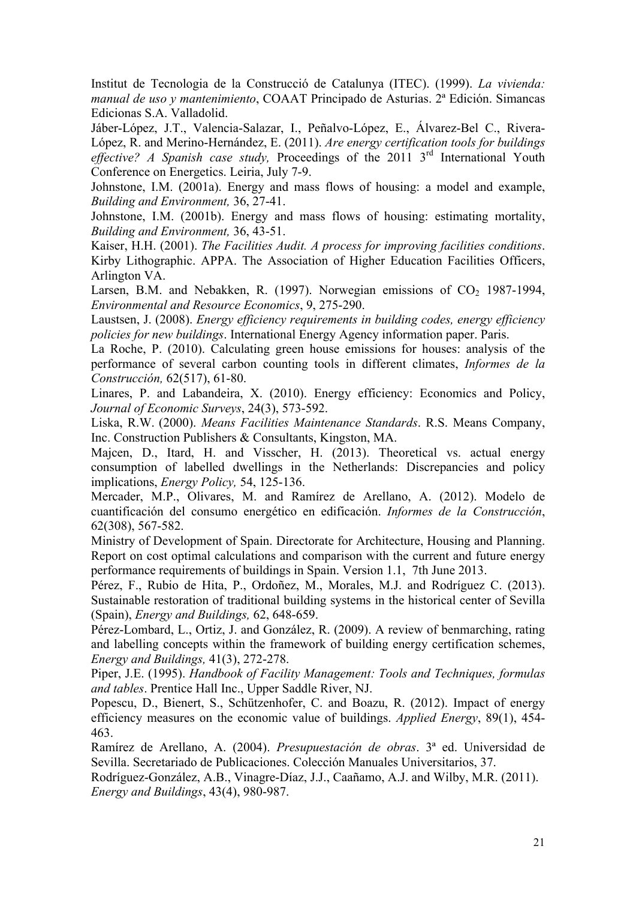Institut de Tecnologia de la Construcció de Catalunya (ITEC). (1999). *La vivienda: manual de uso y mantenimiento*, COAAT Principado de Asturias. 2ª Edición. Simancas Edicionas S.A. Valladolid.

Jáber-López, J.T., Valencia-Salazar, I., Peñalvo-López, E., Álvarez-Bel C., Rivera-López, R. and Merino-Hernández, E. (2011). *Are energy certification tools for buildings effective? A Spanish case study,* Proceedings of the 2011 3rd International Youth Conference on Energetics. Leiria, July 7-9.

Johnstone, I.M. (2001a). Energy and mass flows of housing: a model and example, *Building and Environment,* 36, 27-41.

Johnstone, I.M. (2001b). Energy and mass flows of housing: estimating mortality, *Building and Environment,* 36, 43-51.

Kaiser, H.H. (2001). *The Facilities Audit. A process for improving facilities conditions*. Kirby Lithographic. APPA. The Association of Higher Education Facilities Officers, Arlington VA.

Larsen, B.M. and Nebakken, R. (1997). Norwegian emissions of $CO_2$ 1987-1994, *Environmental and Resource Economics*, 9, 275-290.

Laustsen, J. (2008). *Energy efficiency requirements in building codes, energy efficiency policies for new buildings*. International Energy Agency information paper. Paris.

La Roche, P. (2010). Calculating green house emissions for houses: analysis of the performance of several carbon counting tools in different climates, *Informes de la Construcción,* 62(517), 61-80.

Linares, P. and Labandeira, X. (2010). Energy efficiency: Economics and Policy, *Journal of Economic Surveys*, 24(3), 573-592.

Liska, R.W. (2000). *Means Facilities Maintenance Standards*. R.S. Means Company, Inc. Construction Publishers & Consultants, Kingston, MA.

Majcen, D., Itard, H. and Visscher, H. (2013). Theoretical vs. actual energy consumption of labelled dwellings in the Netherlands: Discrepancies and policy implications, *Energy Policy,* 54, 125-136.

Mercader, M.P., Olivares, M. and Ramírez de Arellano, A. (2012). Modelo de cuantificación del consumo energético en edificación. *Informes de la Construcción*, 62(308), 567-582.

Ministry of Development of Spain. Directorate for Architecture, Housing and Planning. Report on cost optimal calculations and comparison with the current and future energy performance requirements of buildings in Spain. Version 1.1, 7th June 2013.

Pérez, F., Rubio de Hita, P., Ordoñez, M., Morales, M.J. and Rodríguez C. (2013). Sustainable restoration of traditional building systems in the historical center of Sevilla (Spain), *Energy and Buildings,* 62, 648-659.

Pérez-Lombard, L., Ortiz, J. and González, R. (2009). A review of benmarching, rating and labelling concepts within the framework of building energy certification schemes, *Energy and Buildings,* 41(3), 272-278.

Piper, J.E. (1995). *Handbook of Facility Management: Tools and Techniques, formulas and tables*. Prentice Hall Inc., Upper Saddle River, NJ.

Popescu, D., Bienert, S., Schützenhofer, C. and Boazu, R. (2012). Impact of energy efficiency measures on the economic value of buildings. *Applied Energy*, 89(1), 454-463.

Ramírez de Arellano, A. (2004). *Presupuestación de obras*. 3ª ed. Universidad de Sevilla. Secretariado de Publicaciones. Colección Manuales Universitarios, 37.

Rodríguez-González, A.B., Vinagre-Díaz, J.J., Caañamo, A.J. and Wilby, M.R. (2011). *Energy and Buildings*, 43(4), 980-987.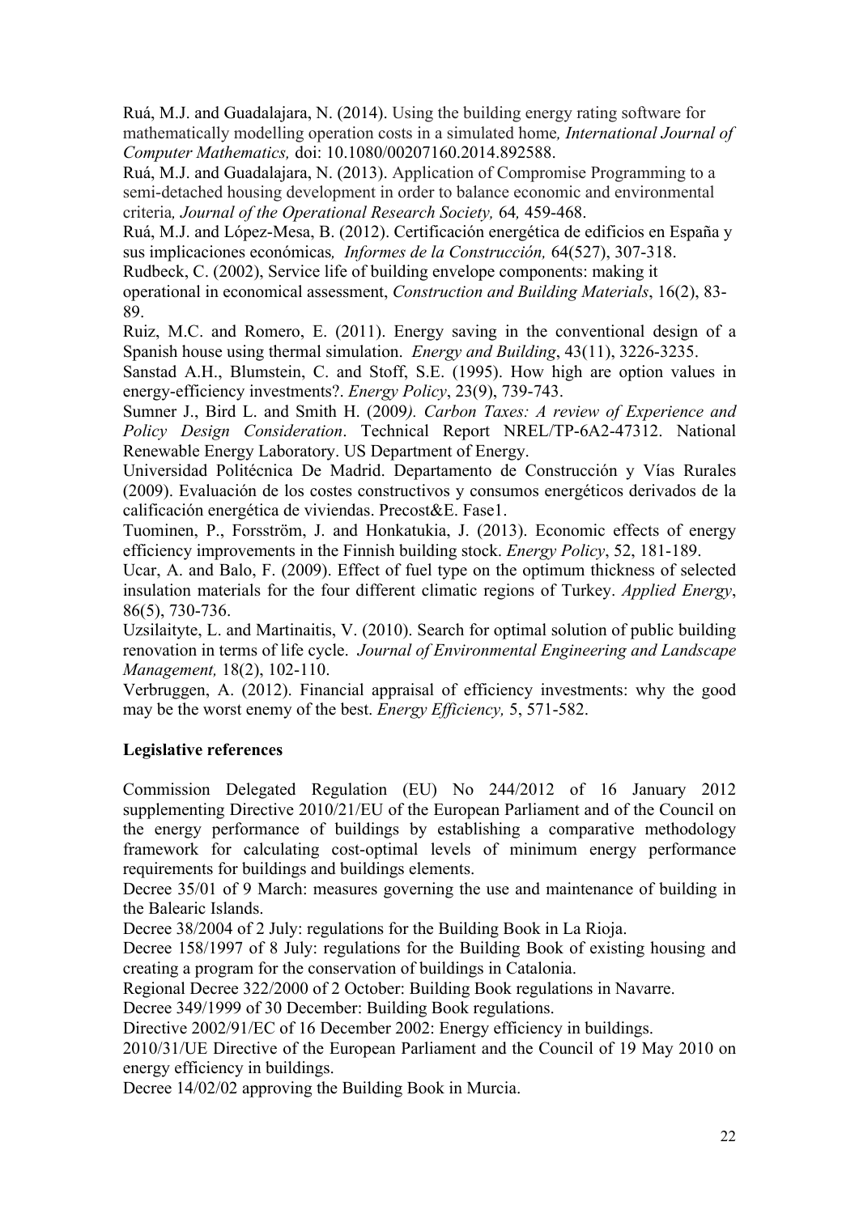Ruá, M.J. and Guadalajara, N. (2014). Using the building energy rating software for mathematically modelling operation costs in a simulated home*, International Journal of Computer Mathematics,* doi: 10.1080/00207160.2014.892588.

Ruá, M.J. and Guadalajara, N. (2013). Application of Compromise Programming to a semi-detached housing development in order to balance economic and environmental criteria*, Journal of the Operational Research Society,* 64*,* 459-468.

Ruá, M.J. and López-Mesa, B. (2012). Certificación energética de edificios en España y sus implicaciones económicas*, Informes de la Construcción,* 64(527), 307-318.

Rudbeck, C. (2002), Service life of building envelope components: making it operational in economical assessment, *Construction and Building Materials*, 16(2), 83-89.

Ruiz, M.C. and Romero, E. (2011). Energy saving in the conventional design of a Spanish house using thermal simulation. *Energy and Building*, 43(11), 3226-3235.

Sanstad A.H., Blumstein, C. and Stoff, S.E. (1995). How high are option values in energy-efficiency investments?. *Energy Policy*, 23(9), 739-743.

Sumner J., Bird L. and Smith H. (2009*). Carbon Taxes: A review of Experience and Policy Design Consideration*. Technical Report NREL/TP-6A2-47312. National Renewable Energy Laboratory. US Department of Energy.

Universidad Politécnica De Madrid. Departamento de Construcción y Vías Rurales (2009). Evaluación de los costes constructivos y consumos energéticos derivados de la calificación energética de viviendas. Precost&E. Fase1.

Tuominen, P., Forsström, J. and Honkatukia, J. (2013). Economic effects of energy efficiency improvements in the Finnish building stock. *Energy Policy*, 52, 181-189.

Ucar, A. and Balo, F. (2009). Effect of fuel type on the optimum thickness of selected insulation materials for the four different climatic regions of Turkey. *Applied Energy*, 86(5), 730-736.

Uzsilaityte, L. and Martinaitis, V. (2010). Search for optimal solution of public building renovation in terms of life cycle. *Journal of Environmental Engineering and Landscape Management,* 18(2), 102-110.

Verbruggen, A. (2012). Financial appraisal of efficiency investments: why the good may be the worst enemy of the best. *Energy Efficiency,* 5, 571-582.

**Legislative references**

Commission Delegated Regulation (EU) No 244/2012 of 16 January 2012 supplementing Directive 2010/21/EU of the European Parliament and of the Council on the energy performance of buildings by establishing a comparative methodology framework for calculating cost-optimal levels of minimum energy performance requirements for buildings and buildings elements.

Decree 35/01 of 9 March: measures governing the use and maintenance of building in the Balearic Islands.

Decree 38/2004 of 2 July: regulations for the Building Book in La Rioja.

Decree 158/1997 of 8 July: regulations for the Building Book of existing housing and creating a program for the conservation of buildings in Catalonia.

Regional Decree 322/2000 of 2 October: Building Book regulations in Navarre.

Decree 349/1999 of 30 December: Building Book regulations.

Directive 2002/91/EC of 16 December 2002: Energy efficiency in buildings.

2010/31/UE Directive of the European Parliament and the Council of 19 May 2010 on energy efficiency in buildings.

Decree 14/02/02 approving the Building Book in Murcia.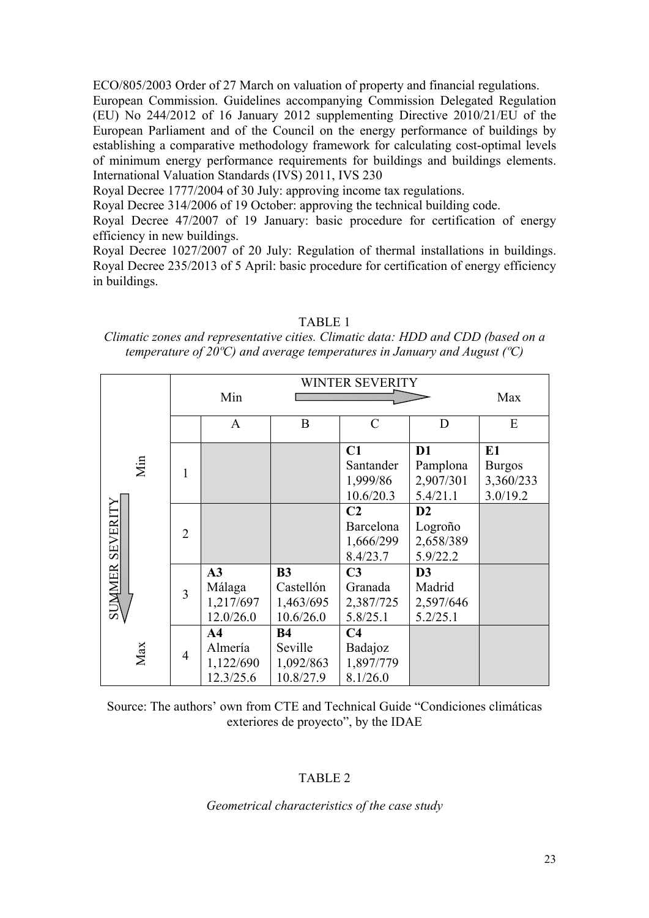ECO/805/2003 Order of 27 March on valuation of property and financial regulations.

European Commission. Guidelines accompanying Commission Delegated Regulation (EU) No 244/2012 of 16 January 2012 supplementing Directive 2010/21/EU of the European Parliament and of the Council on the energy performance of buildings by establishing a comparative methodology framework for calculating cost-optimal levels of minimum energy performance requirements for buildings and buildings elements.

International Valuation Standards (IVS) 2011, IVS 230

Royal Decree 1777/2004 of 30 July: approving income tax regulations.

Royal Decree 314/2006 of 19 October: approving the technical building code.

Royal Decree 47/2007 of 19 January: basic procedure for certification of energy efficiency in new buildings.

Royal Decree 1027/2007 of 20 July: Regulation of thermal installations in buildings.

Royal Decree 235/2013 of 5 April: basic procedure for certification of energy efficiency in buildings.

TABLE 1

*Climatic zones and representative cities. Climatic data: HDD and CDD (based on a temperature of 20ºC) and average temperatures in January and August (ºC)*

| | | WINTER SEVERITY (Min → Max) | | | | |
|---|---|---|---|---|---|---|
| | | A | B | C | D | E |
| SUMMER SEVERITY (Min → Max) | 1 | | | **C1** Santander 1,999/86 10.6/20.3 | **D1** Pamplona 2,907/301 5.4/21.1 | **E1** Burgos 3,360/233 3.0/19.2 |
| | 2 | | | **C2** Barcelona 1,666/299 8.4/23.7 | **D2** Logroño 2,658/389 5.9/22.2 | |
| | 3 | **A3** Málaga 1,217/697 12.0/26.0 | **B3** Castellón 1,463/695 10.6/26.0 | **C3** Granada 2,387/725 5.8/25.1 | **D3** Madrid 2,597/646 5.2/25.1 | |
| | 4 | **A4** Almería 1,122/690 12.3/25.6 | **B4** Seville 1,092/863 10.8/27.9 | **C4** Badajoz 1,897/779 8.1/26.0 | | |

Source: The authors' own from CTE and Technical Guide "Condiciones climáticas exteriores de proyecto", by the IDAE

TABLE 2

*Geometrical characteristics of the case study*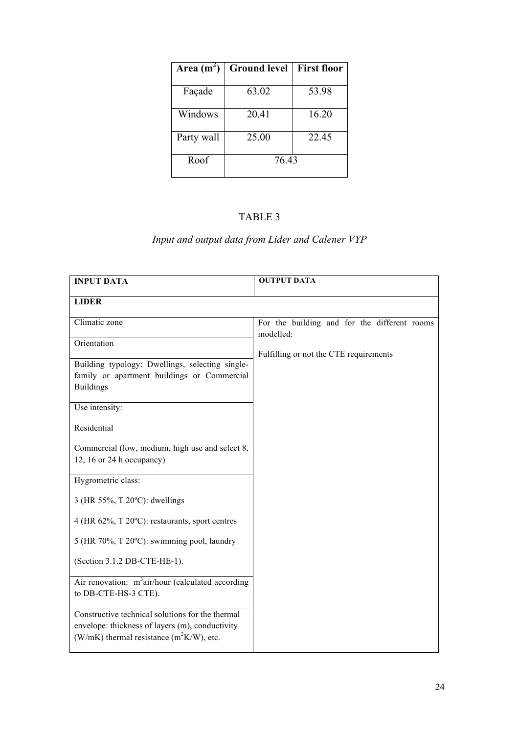| Area ($m^2$) | Ground level | First floor |
|---|---|---|
| Façade | 63.02 | 53.98 |
| Windows | 20.41 | 16.20 |
| Party wall | 25.00 | 22.45 |
| Roof | 76.43 | |

TABLE 3

*Input and output data from Lider and Calener VYP*

| INPUT DATA | OUTPUT DATA |
|---|---|
| **LIDER** | |
| Climatic zone | For the building and for the different rooms modelled:<br><br>Fulfilling or not the CTE requirements |
| Orientation | |
| Building typology: Dwellings, selecting single-family or apartment buildings or Commercial Buildings | |
| Use intensity:<br><br>Residential<br><br>Commercial (low, medium, high use and select 8, 12, 16 or 24 h occupancy) | |
| Hygrometric class:<br><br>3 (HR 55%, T 20ºC): dwellings<br><br>4 (HR 62%, T 20ºC): restaurants, sport centres<br><br>5 (HR 70%, T 20ºC): swimming pool, laundry<br><br>(Section 3.1.2 DB-CTE-HE-1). | |
| Air renovation: $m^3$air/hour (calculated according to DB-CTE-HS-3 CTE). | |
| Constructive technical solutions for the thermal envelope: thickness of layers (m), conductivity (W/mK) thermal resistance ($m^2$K/W), etc. | |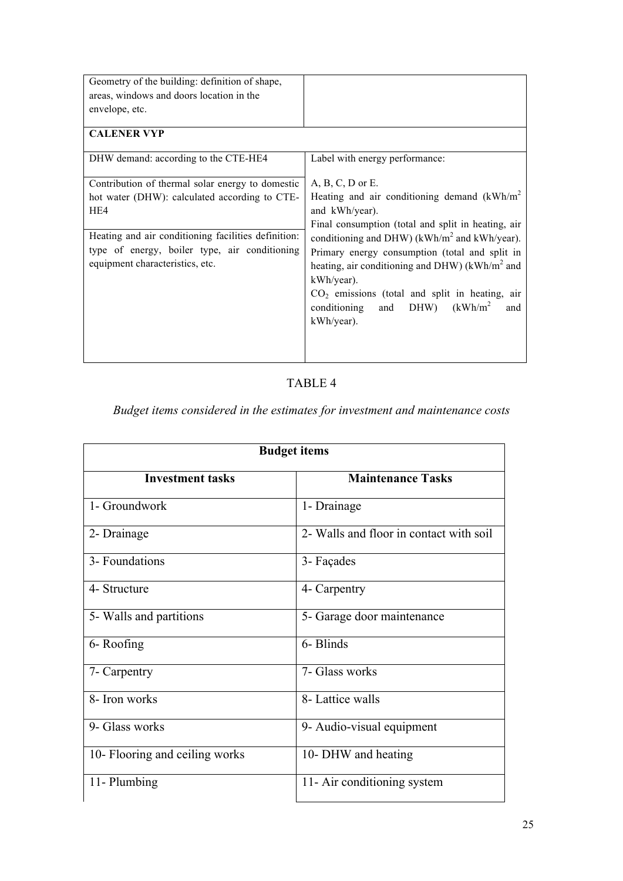| | |
|---|---|
| Geometry of the building: definition of shape, areas, windows and doors location in the envelope, etc. | |
| **CALENER VYP** | |
| DHW demand: according to the CTE-HE4<br><br>Contribution of thermal solar energy to domestic hot water (DHW): calculated according to CTE-HE4<br><br>Heating and air conditioning facilities definition: type of energy, boiler type, air conditioning equipment characteristics, etc. | Label with energy performance:<br><br>A, B, C, D or E.<br>Heating and air conditioning demand (kWh/m$^2$ and kWh/year).<br>Final consumption (total and split in heating, air conditioning and DHW) (kWh/m$^2$ and kWh/year).<br>Primary energy consumption (total and split in heating, air conditioning and DHW) (kWh/m$^2$ and kWh/year).<br>$CO_2$ emissions (total and split in heating, air conditioning and DHW) (kWh/m$^2$ and kWh/year). |

TABLE 4

*Budget items considered in the estimates for investment and maintenance costs*

| **Budget items** | |
|---|---|
| **Investment tasks** | **Maintenance Tasks** |
| 1- Groundwork | 1- Drainage |
| 2- Drainage | 2- Walls and floor in contact with soil |
| 3- Foundations | 3- Façades |
| 4- Structure | 4- Carpentry |
| 5- Walls and partitions | 5- Garage door maintenance |
| 6- Roofing | 6- Blinds |
| 7- Carpentry | 7- Glass works |
| 8- Iron works | 8- Lattice walls |
| 9- Glass works | 9- Audio-visual equipment |
| 10- Flooring and ceiling works | 10- DHW and heating |
| 11- Plumbing | 11- Air conditioning system |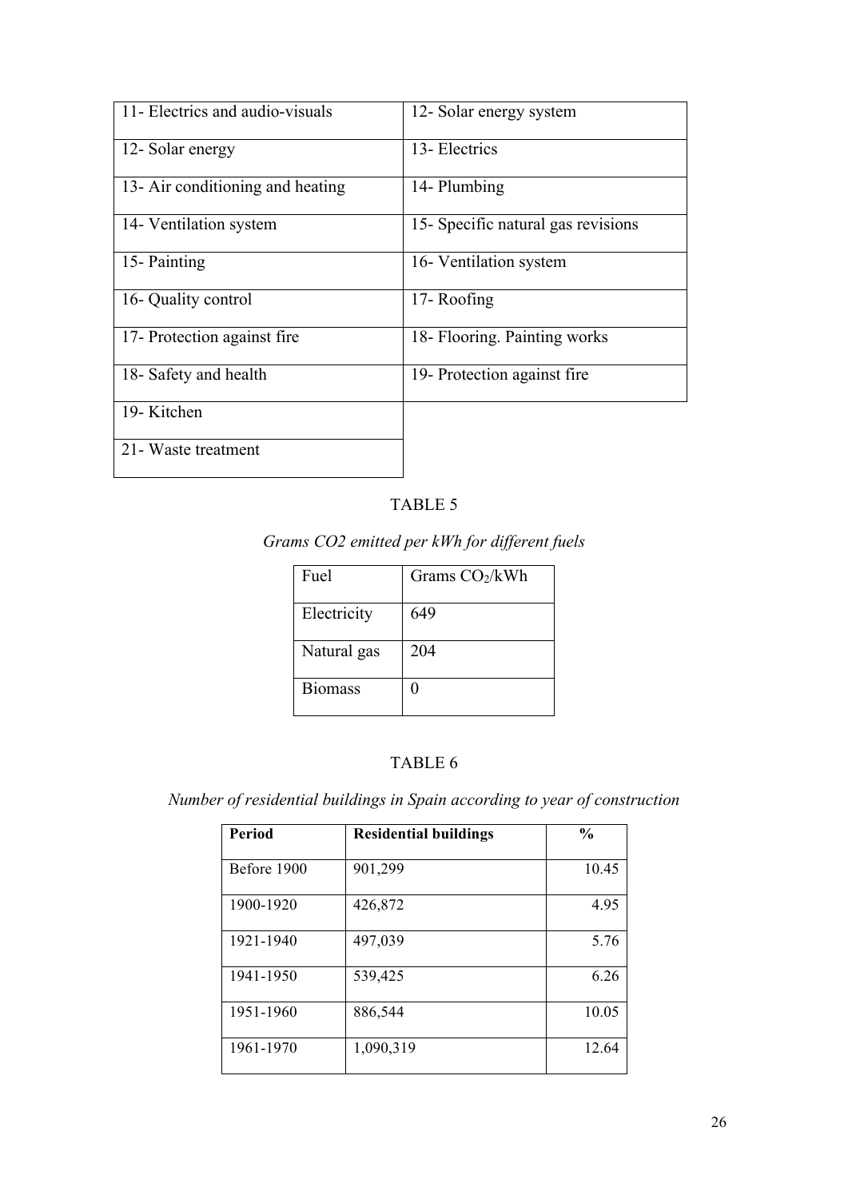| 11- Electrics and audio-visuals | 12- Solar energy system |
|---|---|
| 12- Solar energy | 13- Electrics |
| 13- Air conditioning and heating | 14- Plumbing |
| 14- Ventilation system | 15- Specific natural gas revisions |
| 15- Painting | 16- Ventilation system |
| 16- Quality control | 17- Roofing |
| 17- Protection against fire | 18- Flooring. Painting works |
| 18- Safety and health | 19- Protection against fire |
| 19- Kitchen | |
| 21- Waste treatment | |

TABLE 5

*Grams CO2 emitted per kWh for different fuels*

| Fuel | Grams $CO_2$/kWh |
|---|---|
| Electricity | 649 |
| Natural gas | 204 |
| Biomass | 0 |

TABLE 6

*Number of residential buildings in Spain according to year of construction*

| **Period** | **Residential buildings** | **%** |
|---|---|---|
| Before 1900 | 901,299 | 10.45 |
| 1900-1920 | 426,872 | 4.95 |
| 1921-1940 | 497,039 | 5.76 |
| 1941-1950 | 539,425 | 6.26 |
| 1951-1960 | 886,544 | 10.05 |
| 1961-1970 | 1,090,319 | 12.64 |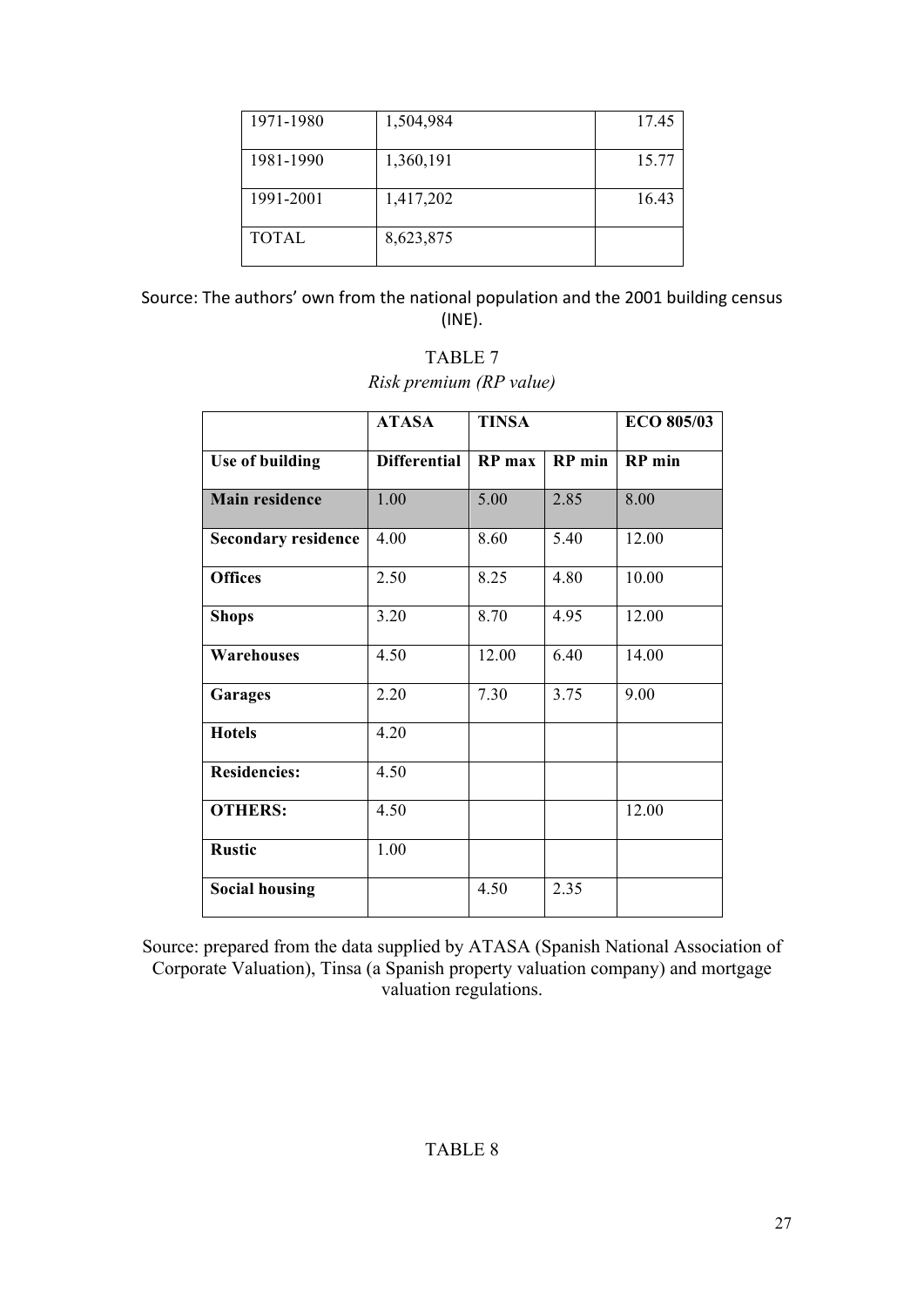| 1971-1980 | 1,504,984 | 17.45 |
|---|---|---|
| 1981-1990 | 1,360,191 | 15.77 |
| 1991-2001 | 1,417,202 | 16.43 |
| TOTAL | 8,623,875 | |

Source: The authors' own from the national population and the 2001 building census (INE).

TABLE 7

*Risk premium (RP value)*

| | **ATASA** | **TINSA** | | **ECO 805/03** |
|---|---|---|---|---|
| **Use of building** | **Differential** | **RP max** | **RP min** | **RP min** |
| **Main residence** | 1.00 | 5.00 | 2.85 | 8.00 |
| **Secondary residence** | 4.00 | 8.60 | 5.40 | 12.00 |
| **Offices** | 2.50 | 8.25 | 4.80 | 10.00 |
| **Shops** | 3.20 | 8.70 | 4.95 | 12.00 |
| **Warehouses** | 4.50 | 12.00 | 6.40 | 14.00 |
| **Garages** | 2.20 | 7.30 | 3.75 | 9.00 |
| **Hotels** | 4.20 | | | |
| **Residencies:** | 4.50 | | | |
| **OTHERS:** | 4.50 | | | 12.00 |
| **Rustic** | 1.00 | | | |
| **Social housing** | | 4.50 | 2.35 | |

Source: prepared from the data supplied by ATASA (Spanish National Association of Corporate Valuation), Tinsa (a Spanish property valuation company) and mortgage valuation regulations.

TABLE 8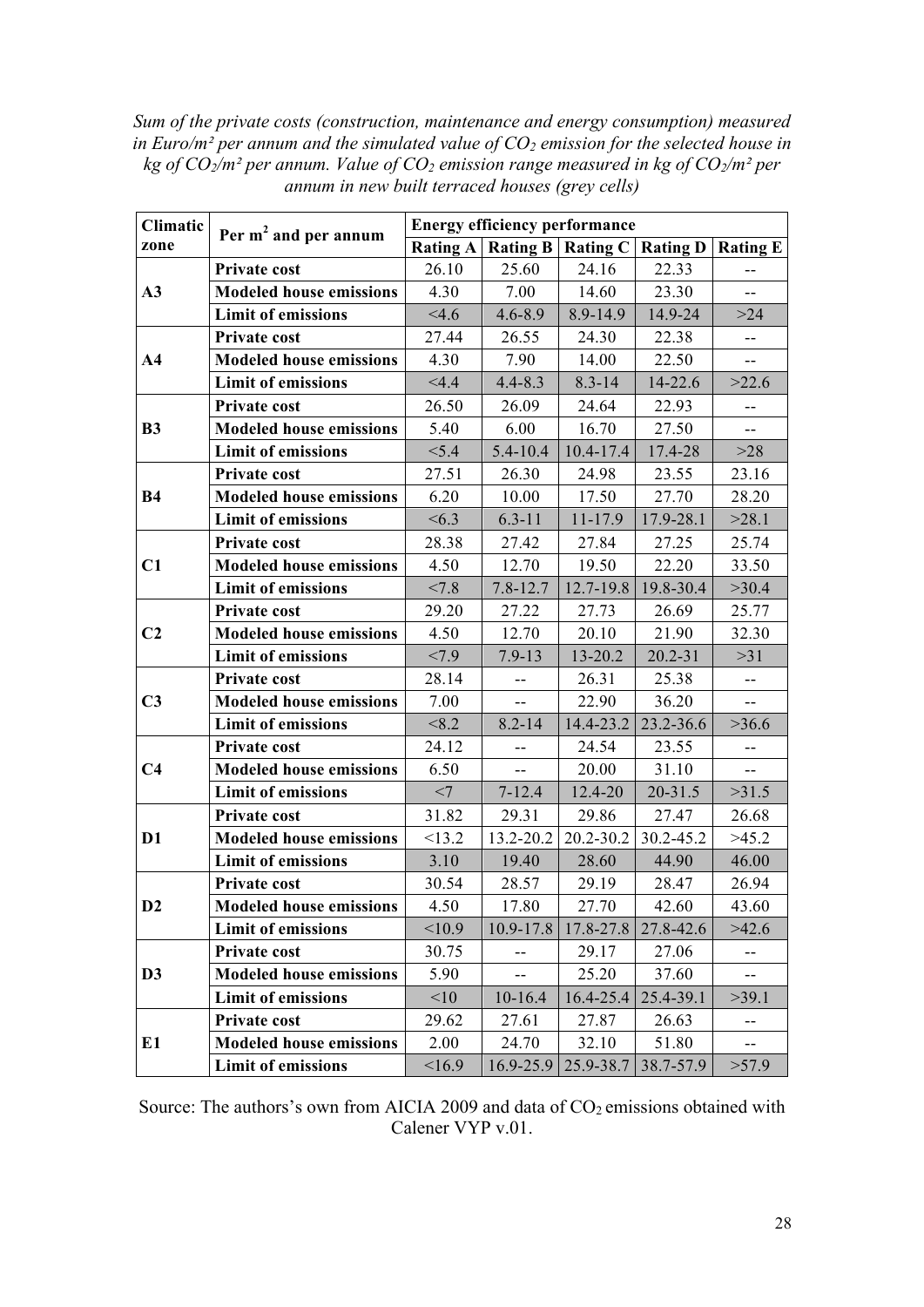*Sum of the private costs (construction, maintenance and energy consumption) measured in Euro/m² per annum and the simulated value of $CO_2$ emission for the selected house in kg of $CO_2$/m² per annum. Value of $CO_2$ emission range measured in kg of $CO_2$/m² per annum in new built terraced houses (grey cells)*

| Climatic zone | Per m² and per annum | Energy efficiency performance | | | | |
|---|---|---|---|---|---|---|
| | | Rating A | Rating B | Rating C | Rating D | Rating E |
| A3 | Private cost | 26.10 | 25.60 | 24.16 | 22.33 | -- |
| | Modeled house emissions | 4.30 | 7.00 | 14.60 | 23.30 | -- |
| | Limit of emissions | <4.6 | 4.6-8.9 | 8.9-14.9 | 14.9-24 | >24 |
| A4 | Private cost | 27.44 | 26.55 | 24.30 | 22.38 | -- |
| | Modeled house emissions | 4.30 | 7.90 | 14.00 | 22.50 | -- |
| | Limit of emissions | <4.4 | 4.4-8.3 | 8.3-14 | 14-22.6 | >22.6 |
| B3 | Private cost | 26.50 | 26.09 | 24.64 | 22.93 | -- |
| | Modeled house emissions | 5.40 | 6.00 | 16.70 | 27.50 | -- |
| | Limit of emissions | <5.4 | 5.4-10.4 | 10.4-17.4 | 17.4-28 | >28 |
| B4 | Private cost | 27.51 | 26.30 | 24.98 | 23.55 | 23.16 |
| | Modeled house emissions | 6.20 | 10.00 | 17.50 | 27.70 | 28.20 |
| | Limit of emissions | <6.3 | 6.3-11 | 11-17.9 | 17.9-28.1 | >28.1 |
| C1 | Private cost | 28.38 | 27.42 | 27.84 | 27.25 | 25.74 |
| | Modeled house emissions | 4.50 | 12.70 | 19.50 | 22.20 | 33.50 |
| | Limit of emissions | <7.8 | 7.8-12.7 | 12.7-19.8 | 19.8-30.4 | >30.4 |
| C2 | Private cost | 29.20 | 27.22 | 27.73 | 26.69 | 25.77 |
| | Modeled house emissions | 4.50 | 12.70 | 20.10 | 21.90 | 32.30 |
| | Limit of emissions | <7.9 | 7.9-13 | 13-20.2 | 20.2-31 | >31 |
| C3 | Private cost | 28.14 | -- | 26.31 | 25.38 | -- |
| | Modeled house emissions | 7.00 | -- | 22.90 | 36.20 | -- |
| | Limit of emissions | <8.2 | 8.2-14 | 14.4-23.2 | 23.2-36.6 | >36.6 |
| C4 | Private cost | 24.12 | -- | 24.54 | 23.55 | -- |
| | Modeled house emissions | 6.50 | -- | 20.00 | 31.10 | -- |
| | Limit of emissions | <7 | 7-12.4 | 12.4-20 | 20-31.5 | >31.5 |
| D1 | Private cost | 31.82 | 29.31 | 29.86 | 27.47 | 26.68 |
| | Modeled house emissions | <13.2 | 13.2-20.2 | 20.2-30.2 | 30.2-45.2 | >45.2 |
| | Limit of emissions | 3.10 | 19.40 | 28.60 | 44.90 | 46.00 |
| D2 | Private cost | 30.54 | 28.57 | 29.19 | 28.47 | 26.94 |
| | Modeled house emissions | 4.50 | 17.80 | 27.70 | 42.60 | 43.60 |
| | Limit of emissions | <10.9 | 10.9-17.8 | 17.8-27.8 | 27.8-42.6 | >42.6 |
| D3 | Private cost | 30.75 | -- | 29.17 | 27.06 | -- |
| | Modeled house emissions | 5.90 | -- | 25.20 | 37.60 | -- |
| | Limit of emissions | <10 | 10-16.4 | 16.4-25.4 | 25.4-39.1 | >39.1 |
| E1 | Private cost | 29.62 | 27.61 | 27.87 | 26.63 | -- |
| | Modeled house emissions | 2.00 | 24.70 | 32.10 | 51.80 | -- |
| | Limit of emissions | <16.9 | 16.9-25.9 | 25.9-38.7 | 38.7-57.9 | >57.9 |

Source: The authors's own from AICIA 2009 and data of $CO_2$ emissions obtained with Calener VYP v.01.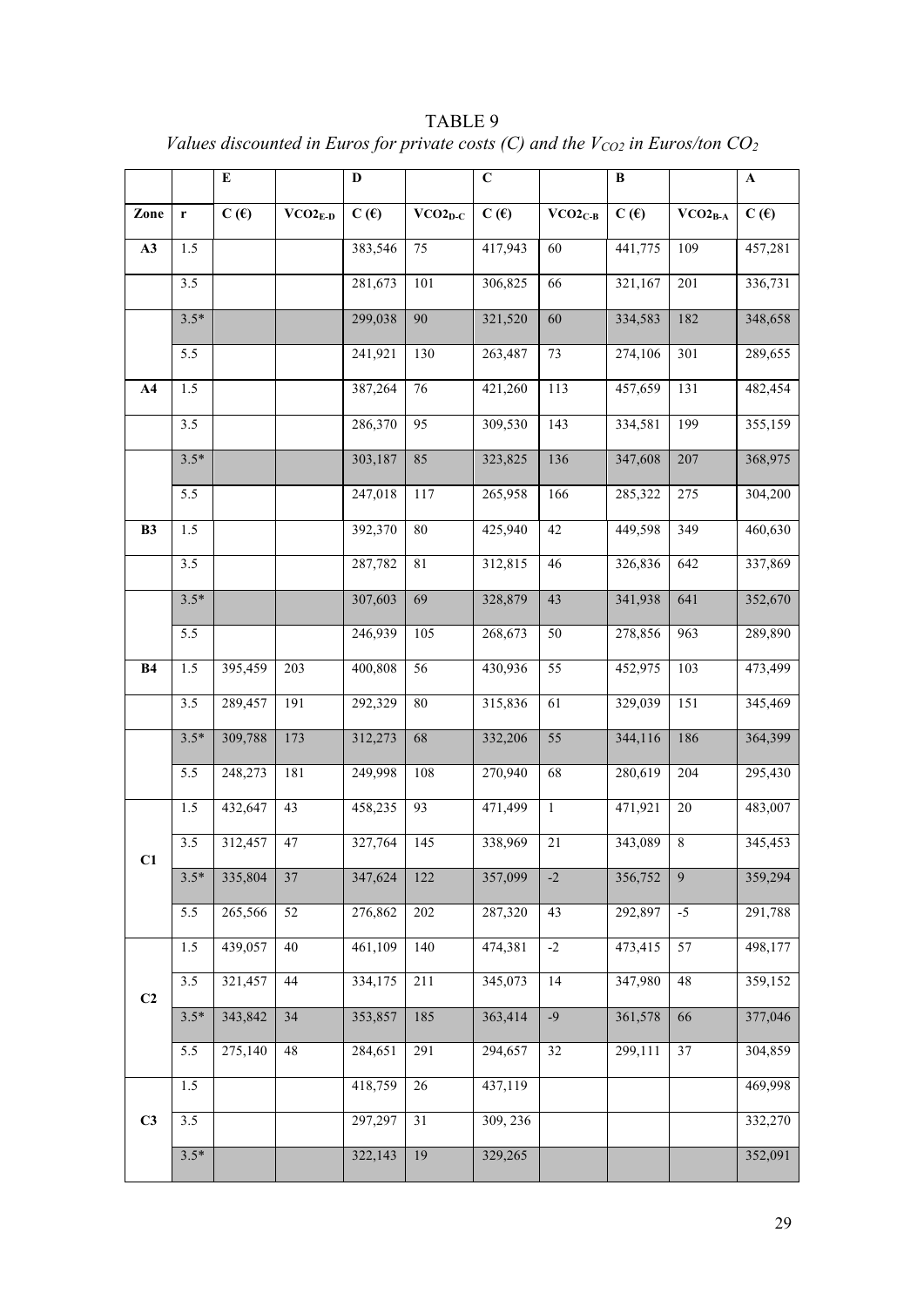TABLE 9

*Values discounted in Euros for private costs (C) and the $V_{CO2}$ in Euros/ton $CO_2$*

| | | E | | D | | C | | B | | A |
|---|---|---|---|---|---|---|---|---|---|---|
| **Zone** | **r** | **C (€)** | **$VCO2_{E-D}$** | **C (€)** | **$VCO2_{D-C}$** | **C (€)** | **$VCO2_{C-B}$** | **C (€)** | **$VCO2_{B-A}$** | **C (€)** |
| **A3** | 1.5 | | | 383,546 | 75 | 417,943 | 60 | 441,775 | 109 | 457,281 |
| | 3.5 | | | 281,673 | 101 | 306,825 | 66 | 321,167 | 201 | 336,731 |
| | 3.5* | | | 299,038 | 90 | 321,520 | 60 | 334,583 | 182 | 348,658 |
| | 5.5 | | | 241,921 | 130 | 263,487 | 73 | 274,106 | 301 | 289,655 |
| **A4** | 1.5 | | | 387,264 | 76 | 421,260 | 113 | 457,659 | 131 | 482,454 |
| | 3.5 | | | 286,370 | 95 | 309,530 | 143 | 334,581 | 199 | 355,159 |
| | 3.5* | | | 303,187 | 85 | 323,825 | 136 | 347,608 | 207 | 368,975 |
| | 5.5 | | | 247,018 | 117 | 265,958 | 166 | 285,322 | 275 | 304,200 |
| **B3** | 1.5 | | | 392,370 | 80 | 425,940 | 42 | 449,598 | 349 | 460,630 |
| | 3.5 | | | 287,782 | 81 | 312,815 | 46 | 326,836 | 642 | 337,869 |
| | 3.5* | | | 307,603 | 69 | 328,879 | 43 | 341,938 | 641 | 352,670 |
| | 5.5 | | | 246,939 | 105 | 268,673 | 50 | 278,856 | 963 | 289,890 |
| **B4** | 1.5 | 395,459 | 203 | 400,808 | 56 | 430,936 | 55 | 452,975 | 103 | 473,499 |
| | 3.5 | 289,457 | 191 | 292,329 | 80 | 315,836 | 61 | 329,039 | 151 | 345,469 |
| | 3.5* | 309,788 | 173 | 312,273 | 68 | 332,206 | 55 | 344,116 | 186 | 364,399 |
| | 5.5 | 248,273 | 181 | 249,998 | 108 | 270,940 | 68 | 280,619 | 204 | 295,430 |
| **C1** | 1.5 | 432,647 | 43 | 458,235 | 93 | 471,499 | 1 | 471,921 | 20 | 483,007 |
| | 3.5 | 312,457 | 47 | 327,764 | 145 | 338,969 | 21 | 343,089 | 8 | 345,453 |
| | 3.5* | 335,804 | 37 | 347,624 | 122 | 357,099 | -2 | 356,752 | 9 | 359,294 |
| | 5.5 | 265,566 | 52 | 276,862 | 202 | 287,320 | 43 | 292,897 | -5 | 291,788 |
| **C2** | 1.5 | 439,057 | 40 | 461,109 | 140 | 474,381 | -2 | 473,415 | 57 | 498,177 |
| | 3.5 | 321,457 | 44 | 334,175 | 211 | 345,073 | 14 | 347,980 | 48 | 359,152 |
| | 3.5* | 343,842 | 34 | 353,857 | 185 | 363,414 | -9 | 361,578 | 66 | 377,046 |
| | 5.5 | 275,140 | 48 | 284,651 | 291 | 294,657 | 32 | 299,111 | 37 | 304,859 |
| **C3** | 1.5 | | | 418,759 | 26 | 437,119 | | | | 469,998 |
| | 3.5 | | | 297,297 | 31 | 309, 236 | | | | 332,270 |
| | 3.5* | | | 322,143 | 19 | 329,265 | | | | 352,091 |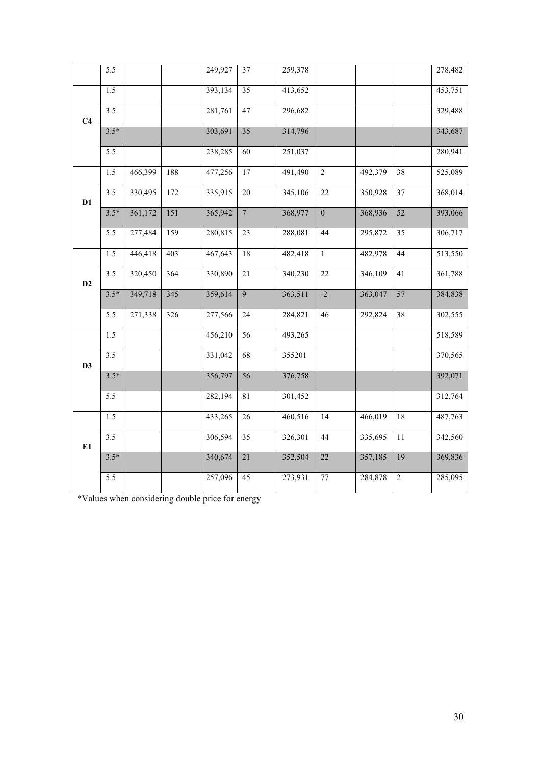|  |  |  |  |  |  |  |  |  |  |  |
|---|---|---|---|---|---|---|---|---|---|---|
|  | 5.5 |  |  | 249,927 | 37 | 259,378 |  |  |  | 278,482 |
| C4 | 1.5 |  |  | 393,134 | 35 | 413,652 |  |  |  | 453,751 |
|  | 3.5 |  |  | 281,761 | 47 | 296,682 |  |  |  | 329,488 |
|  | 3.5* |  |  | 303,691 | 35 | 314,796 |  |  |  | 343,687 |
|  | 5.5 |  |  | 238,285 | 60 | 251,037 |  |  |  | 280,941 |
| D1 | 1.5 | 466,399 | 188 | 477,256 | 17 | 491,490 | 2 | 492,379 | 38 | 525,089 |
|  | 3.5 | 330,495 | 172 | 335,915 | 20 | 345,106 | 22 | 350,928 | 37 | 368,014 |
|  | 3.5* | 361,172 | 151 | 365,942 | 7 | 368,977 | 0 | 368,936 | 52 | 393,066 |
|  | 5.5 | 277,484 | 159 | 280,815 | 23 | 288,081 | 44 | 295,872 | 35 | 306,717 |
| D2 | 1.5 | 446,418 | 403 | 467,643 | 18 | 482,418 | 1 | 482,978 | 44 | 513,550 |
|  | 3.5 | 320,450 | 364 | 330,890 | 21 | 340,230 | 22 | 346,109 | 41 | 361,788 |
|  | 3.5* | 349,718 | 345 | 359,614 | 9 | 363,511 | -2 | 363,047 | 57 | 384,838 |
|  | 5.5 | 271,338 | 326 | 277,566 | 24 | 284,821 | 46 | 292,824 | 38 | 302,555 |
| D3 | 1.5 |  |  | 456,210 | 56 | 493,265 |  |  |  | 518,589 |
|  | 3.5 |  |  | 331,042 | 68 | 355201 |  |  |  | 370,565 |
|  | 3.5* |  |  | 356,797 | 56 | 376,758 |  |  |  | 392,071 |
|  | 5.5 |  |  | 282,194 | 81 | 301,452 |  |  |  | 312,764 |
| E1 | 1.5 |  |  | 433,265 | 26 | 460,516 | 14 | 466,019 | 18 | 487,763 |
|  | 3.5 |  |  | 306,594 | 35 | 326,301 | 44 | 335,695 | 11 | 342,560 |
|  | 3.5* |  |  | 340,674 | 21 | 352,504 | 22 | 357,185 | 19 | 369,836 |
|  | 5.5 |  |  | 257,096 | 45 | 273,931 | 77 | 284,878 | 2 | 285,095 |

*Values when considering double price for energy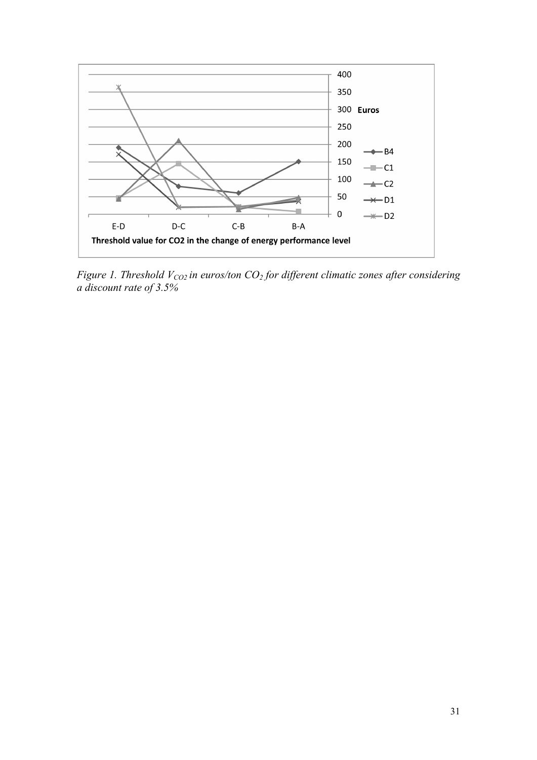400
350
300 **Euros**
250
200
150
100
50
0

E-D
D-C
C-B
B-A

**Threshold value for CO2 in the change of energy performance level**

B4
C1
C2
D1
D2

*Figure 1. Threshold $V_{CO_2}$ in euros/ton $CO_2$ for different climatic zones after considering a discount rate of 3.5%*